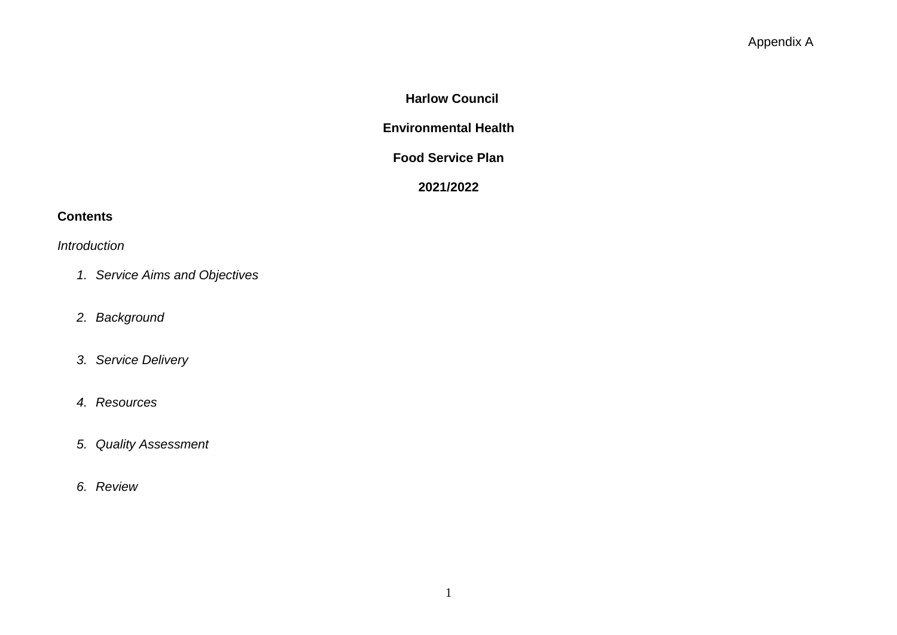Appendix A

# Harlow Council

## Environmental Health

## Food Service Plan

## 2021/2022

**Contents**

*Introduction*

1. *Service Aims and Objectives*
2. *Background*
3. *Service Delivery*
4. *Resources*
5. *Quality Assessment*
6. *Review*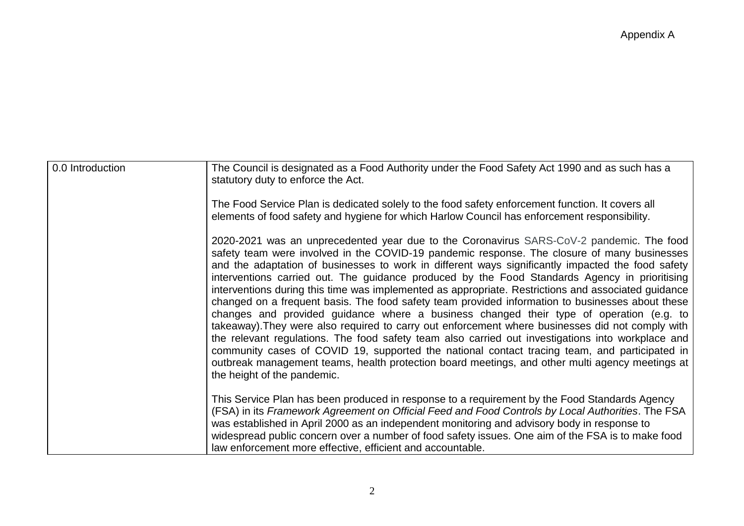Appendix A

| 0.0 Introduction | The Council is designated as a Food Authority under the Food Safety Act 1990 and as such has a statutory duty to enforce the Act.<br><br>The Food Service Plan is dedicated solely to the food safety enforcement function. It covers all elements of food safety and hygiene for which Harlow Council has enforcement responsibility.<br><br>2020-2021 was an unprecedented year due to the Coronavirus SARS-CoV-2 pandemic. The food safety team were involved in the COVID-19 pandemic response. The closure of many businesses and the adaptation of businesses to work in different ways significantly impacted the food safety interventions carried out. The guidance produced by the Food Standards Agency in prioritising interventions during this time was implemented as appropriate. Restrictions and associated guidance changed on a frequent basis. The food safety team provided information to businesses about these changes and provided guidance where a business changed their type of operation (e.g. to takeaway).They were also required to carry out enforcement where businesses did not comply with the relevant regulations. The food safety team also carried out investigations into workplace and community cases of COVID 19, supported the national contact tracing team, and participated in outbreak management teams, health protection board meetings, and other multi agency meetings at the height of the pandemic.<br><br>This Service Plan has been produced in response to a requirement by the Food Standards Agency (FSA) in its *Framework Agreement on Official Feed and Food Controls by Local Authorities*. The FSA was established in April 2000 as an independent monitoring and advisory body in response to widespread public concern over a number of food safety issues. One aim of the FSA is to make food law enforcement more effective, efficient and accountable. |
|---|---|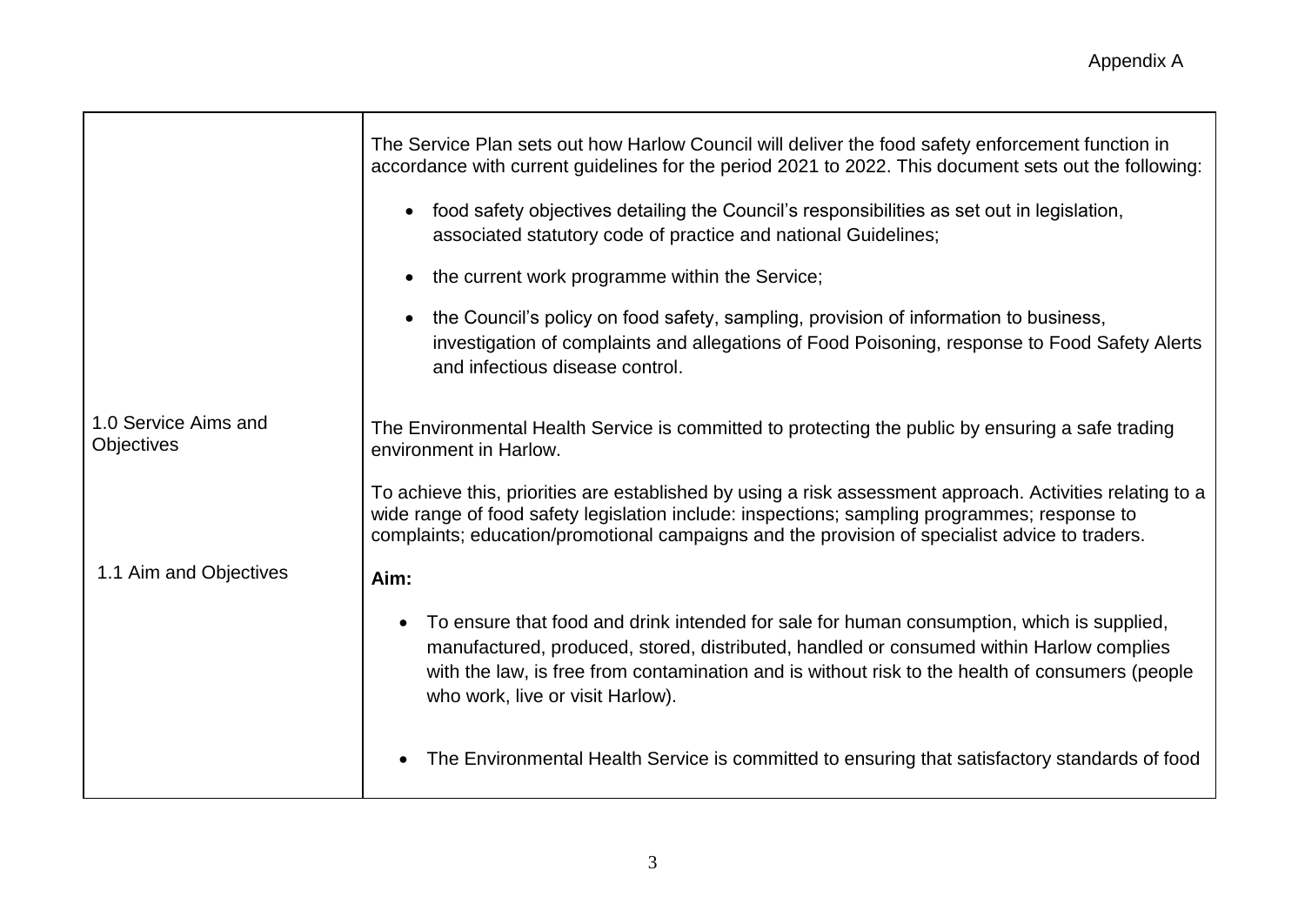Appendix A

| | |
|---|---|
| | The Service Plan sets out how Harlow Council will deliver the food safety enforcement function in accordance with current guidelines for the period 2021 to 2022. This document sets out the following:<br><br>• food safety objectives detailing the Council's responsibilities as set out in legislation, associated statutory code of practice and national Guidelines;<br><br>• the current work programme within the Service;<br><br>• the Council's policy on food safety, sampling, provision of information to business, investigation of complaints and allegations of Food Poisoning, response to Food Safety Alerts and infectious disease control. |
| 1.0 Service Aims and Objectives | The Environmental Health Service is committed to protecting the public by ensuring a safe trading environment in Harlow.<br><br>To achieve this, priorities are established by using a risk assessment approach. Activities relating to a wide range of food safety legislation include: inspections; sampling programmes; response to complaints; education/promotional campaigns and the provision of specialist advice to traders. |
| 1.1 Aim and Objectives | **Aim:**<br><br>• To ensure that food and drink intended for sale for human consumption, which is supplied, manufactured, produced, stored, distributed, handled or consumed within Harlow complies with the law, is free from contamination and is without risk to the health of consumers (people who work, live or visit Harlow).<br><br>• The Environmental Health Service is committed to ensuring that satisfactory standards of food |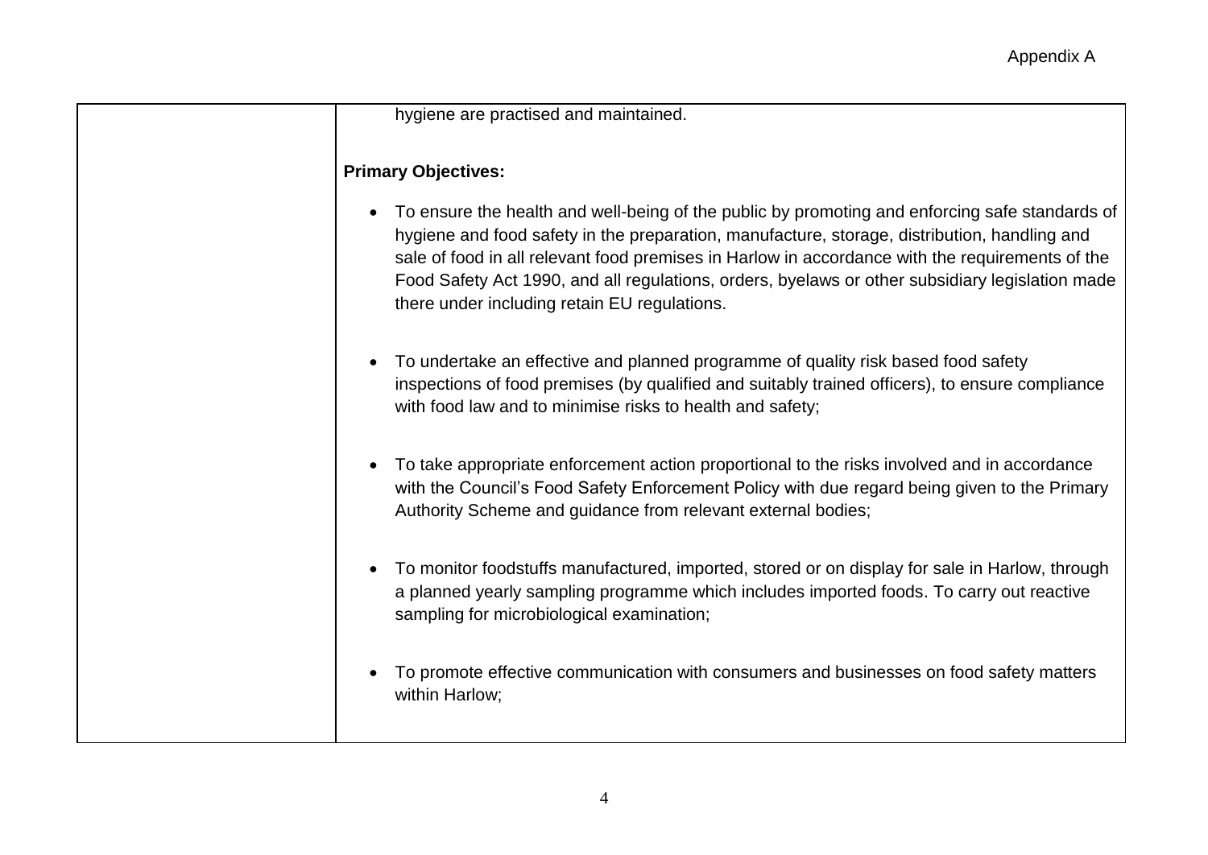| | |
|---|---|
| | hygiene are practised and maintained.<br><br>**Primary Objectives:**<br><br>• To ensure the health and well-being of the public by promoting and enforcing safe standards of hygiene and food safety in the preparation, manufacture, storage, distribution, handling and sale of food in all relevant food premises in Harlow in accordance with the requirements of the Food Safety Act 1990, and all regulations, orders, byelaws or other subsidiary legislation made there under including retain EU regulations.<br><br>• To undertake an effective and planned programme of quality risk based food safety inspections of food premises (by qualified and suitably trained officers), to ensure compliance with food law and to minimise risks to health and safety;<br><br>• To take appropriate enforcement action proportional to the risks involved and in accordance with the Council's Food Safety Enforcement Policy with due regard being given to the Primary Authority Scheme and guidance from relevant external bodies;<br><br>• To monitor foodstuffs manufactured, imported, stored or on display for sale in Harlow, through a planned yearly sampling programme which includes imported foods. To carry out reactive sampling for microbiological examination;<br><br>• To promote effective communication with consumers and businesses on food safety matters within Harlow; |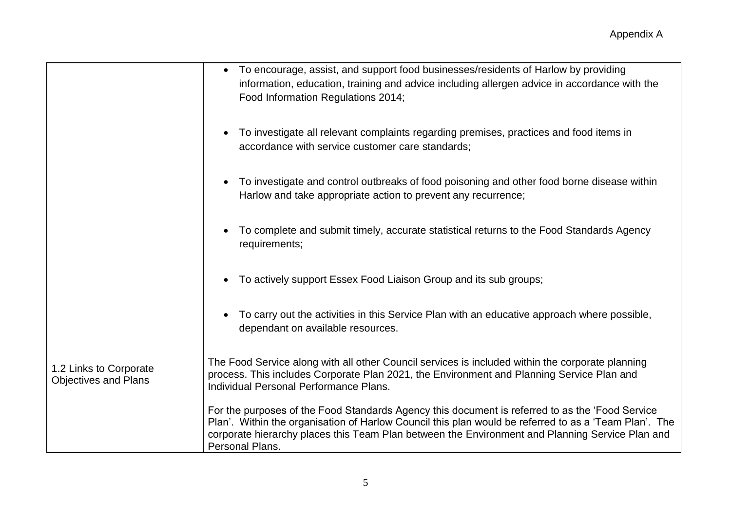| | |
|---|---|
| | • To encourage, assist, and support food businesses/residents of Harlow by providing information, education, training and advice including allergen advice in accordance with the Food Information Regulations 2014;<br><br>• To investigate all relevant complaints regarding premises, practices and food items in accordance with service customer care standards;<br><br>• To investigate and control outbreaks of food poisoning and other food borne disease within Harlow and take appropriate action to prevent any recurrence;<br><br>• To complete and submit timely, accurate statistical returns to the Food Standards Agency requirements;<br><br>• To actively support Essex Food Liaison Group and its sub groups;<br><br>• To carry out the activities in this Service Plan with an educative approach where possible, dependant on available resources. |
| 1.2 Links to Corporate Objectives and Plans | The Food Service along with all other Council services is included within the corporate planning process. This includes Corporate Plan 2021, the Environment and Planning Service Plan and Individual Personal Performance Plans.<br><br>For the purposes of the Food Standards Agency this document is referred to as the 'Food Service Plan'. Within the organisation of Harlow Council this plan would be referred to as a 'Team Plan'. The corporate hierarchy places this Team Plan between the Environment and Planning Service Plan and Personal Plans. |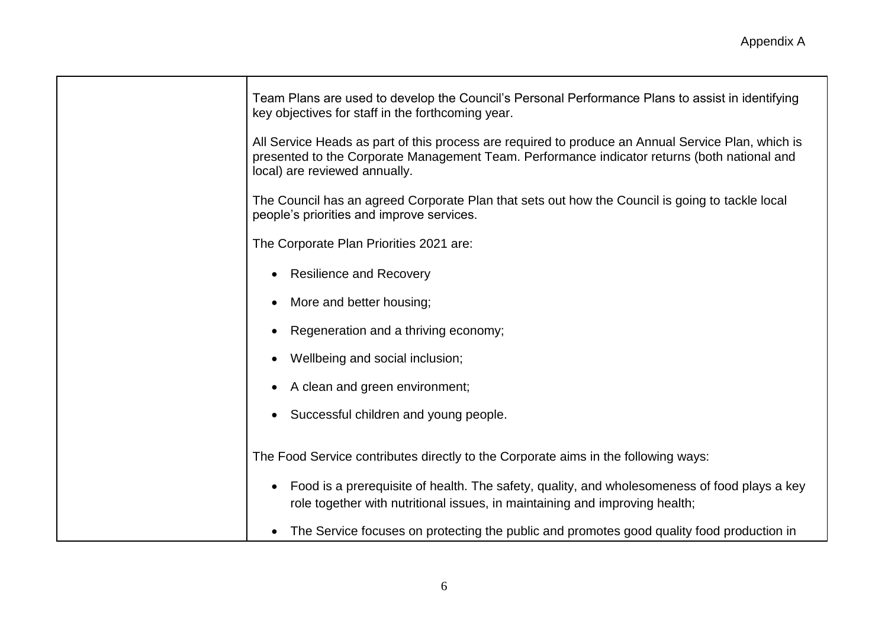| | |
|---|---|
| | Team Plans are used to develop the Council's Personal Performance Plans to assist in identifying key objectives for staff in the forthcoming year.<br><br>All Service Heads as part of this process are required to produce an Annual Service Plan, which is presented to the Corporate Management Team. Performance indicator returns (both national and local) are reviewed annually.<br><br>The Council has an agreed Corporate Plan that sets out how the Council is going to tackle local people's priorities and improve services.<br><br>The Corporate Plan Priorities 2021 are:<br><br>• Resilience and Recovery<br>• More and better housing;<br>• Regeneration and a thriving economy;<br>• Wellbeing and social inclusion;<br>• A clean and green environment;<br>• Successful children and young people.<br><br>The Food Service contributes directly to the Corporate aims in the following ways:<br><br>• Food is a prerequisite of health. The safety, quality, and wholesomeness of food plays a key role together with nutritional issues, in maintaining and improving health;<br>• The Service focuses on protecting the public and promotes good quality food production in |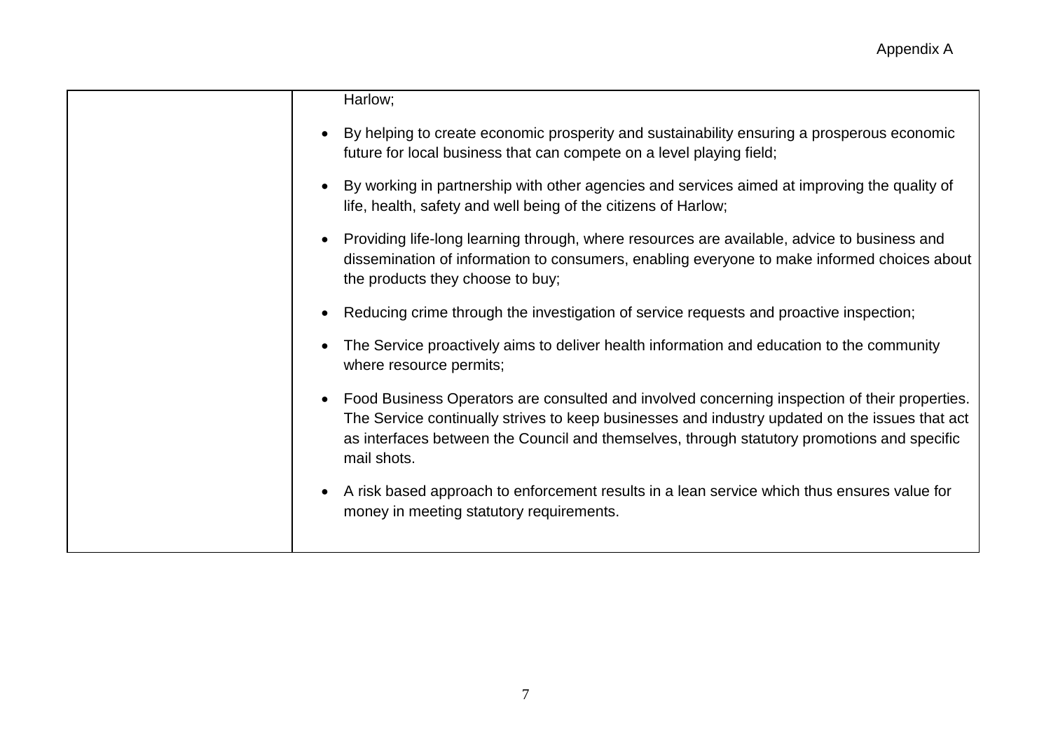| | |
|---|---|
| | Harlow;<br><br>• By helping to create economic prosperity and sustainability ensuring a prosperous economic future for local business that can compete on a level playing field;<br><br>• By working in partnership with other agencies and services aimed at improving the quality of life, health, safety and well being of the citizens of Harlow;<br><br>• Providing life-long learning through, where resources are available, advice to business and dissemination of information to consumers, enabling everyone to make informed choices about the products they choose to buy;<br><br>• Reducing crime through the investigation of service requests and proactive inspection;<br><br>• The Service proactively aims to deliver health information and education to the community where resource permits;<br><br>• Food Business Operators are consulted and involved concerning inspection of their properties. The Service continually strives to keep businesses and industry updated on the issues that act as interfaces between the Council and themselves, through statutory promotions and specific mail shots.<br><br>• A risk based approach to enforcement results in a lean service which thus ensures value for money in meeting statutory requirements. |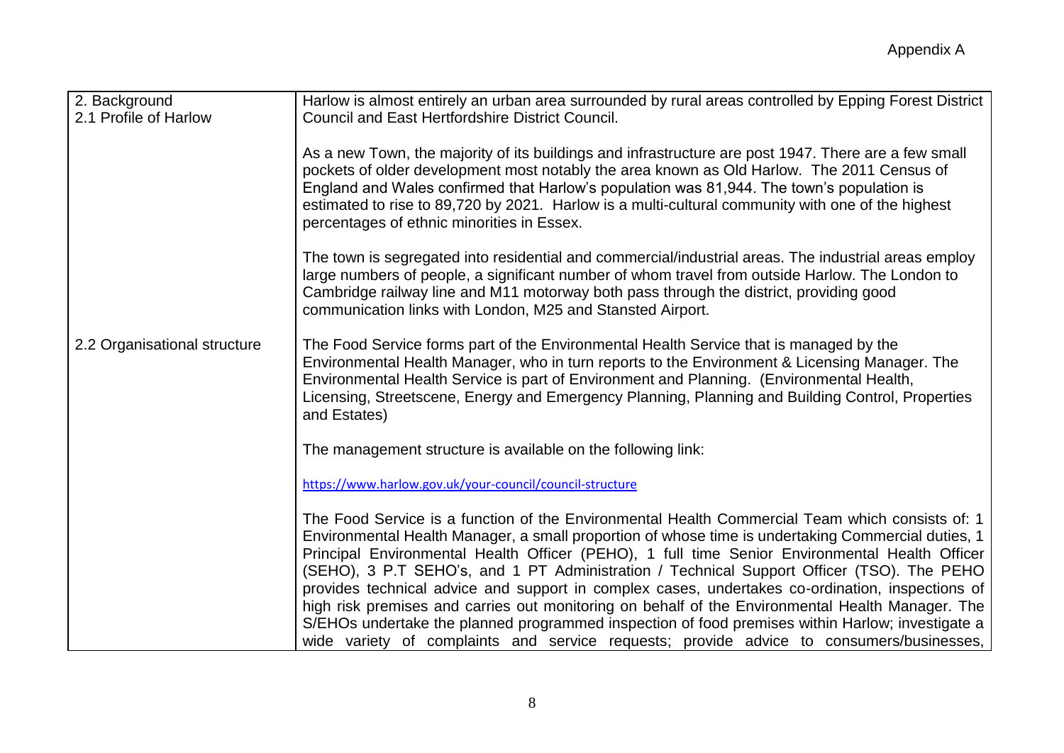| 2. Background<br>2.1 Profile of Harlow | Harlow is almost entirely an urban area surrounded by rural areas controlled by Epping Forest District Council and East Hertfordshire District Council.<br><br>As a new Town, the majority of its buildings and infrastructure are post 1947. There are a few small pockets of older development most notably the area known as Old Harlow. The 2011 Census of England and Wales confirmed that Harlow's population was 81,944. The town's population is estimated to rise to 89,720 by 2021. Harlow is a multi-cultural community with one of the highest percentages of ethnic minorities in Essex.<br><br>The town is segregated into residential and commercial/industrial areas. The industrial areas employ large numbers of people, a significant number of whom travel from outside Harlow. The London to Cambridge railway line and M11 motorway both pass through the district, providing good communication links with London, M25 and Stansted Airport. |
|---|---|
| 2.2 Organisational structure | The Food Service forms part of the Environmental Health Service that is managed by the Environmental Health Manager, who in turn reports to the Environment & Licensing Manager. The Environmental Health Service is part of Environment and Planning. (Environmental Health, Licensing, Streetscene, Energy and Emergency Planning, Planning and Building Control, Properties and Estates)<br><br>The management structure is available on the following link:<br><br>https://www.harlow.gov.uk/your-council/council-structure<br><br>The Food Service is a function of the Environmental Health Commercial Team which consists of: 1 Environmental Health Manager, a small proportion of whose time is undertaking Commercial duties, 1 Principal Environmental Health Officer (PEHO), 1 full time Senior Environmental Health Officer (SEHO), 3 P.T SEHO's, and 1 PT Administration / Technical Support Officer (TSO). The PEHO provides technical advice and support in complex cases, undertakes co-ordination, inspections of high risk premises and carries out monitoring on behalf of the Environmental Health Manager. The S/EHOs undertake the planned programmed inspection of food premises within Harlow; investigate a wide variety of complaints and service requests; provide advice to consumers/businesses, |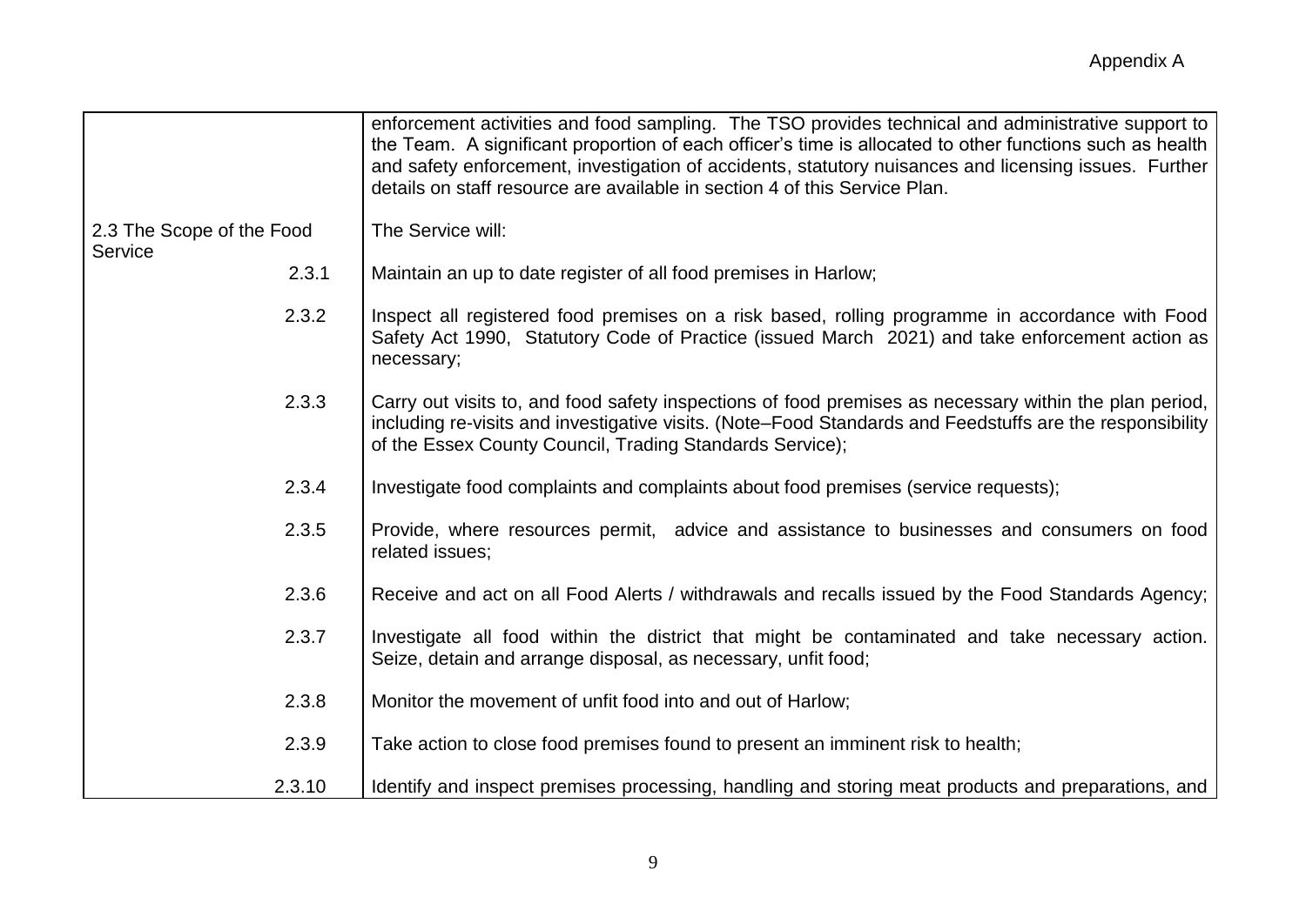Appendix A

| | |
|---|---|
| | enforcement activities and food sampling. The TSO provides technical and administrative support to the Team. A significant proportion of each officer's time is allocated to other functions such as health and safety enforcement, investigation of accidents, statutory nuisances and licensing issues. Further details on staff resource are available in section 4 of this Service Plan. |
| 2.3 The Scope of the Food Service | The Service will: |
| 2.3.1 | Maintain an up to date register of all food premises in Harlow; |
| 2.3.2 | Inspect all registered food premises on a risk based, rolling programme in accordance with Food Safety Act 1990, Statutory Code of Practice (issued March 2021) and take enforcement action as necessary; |
| 2.3.3 | Carry out visits to, and food safety inspections of food premises as necessary within the plan period, including re-visits and investigative visits. (Note–Food Standards and Feedstuffs are the responsibility of the Essex County Council, Trading Standards Service); |
| 2.3.4 | Investigate food complaints and complaints about food premises (service requests); |
| 2.3.5 | Provide, where resources permit, advice and assistance to businesses and consumers on food related issues; |
| 2.3.6 | Receive and act on all Food Alerts / withdrawals and recalls issued by the Food Standards Agency; |
| 2.3.7 | Investigate all food within the district that might be contaminated and take necessary action. Seize, detain and arrange disposal, as necessary, unfit food; |
| 2.3.8 | Monitor the movement of unfit food into and out of Harlow; |
| 2.3.9 | Take action to close food premises found to present an imminent risk to health; |
| 2.3.10 | Identify and inspect premises processing, handling and storing meat products and preparations, and |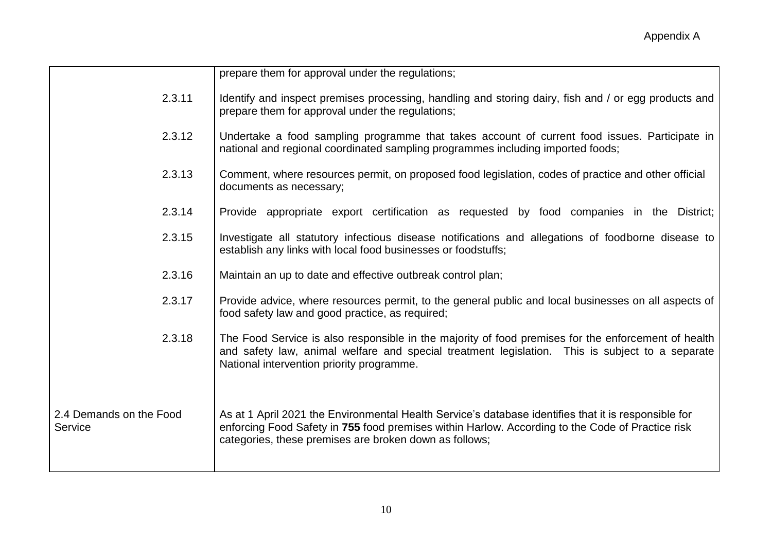| | |
|---|---|
| | prepare them for approval under the regulations; |
| 2.3.11 | Identify and inspect premises processing, handling and storing dairy, fish and / or egg products and prepare them for approval under the regulations; |
| 2.3.12 | Undertake a food sampling programme that takes account of current food issues. Participate in national and regional coordinated sampling programmes including imported foods; |
| 2.3.13 | Comment, where resources permit, on proposed food legislation, codes of practice and other official documents as necessary; |
| 2.3.14 | Provide appropriate export certification as requested by food companies in the District; |
| 2.3.15 | Investigate all statutory infectious disease notifications and allegations of foodborne disease to establish any links with local food businesses or foodstuffs; |
| 2.3.16 | Maintain an up to date and effective outbreak control plan; |
| 2.3.17 | Provide advice, where resources permit, to the general public and local businesses on all aspects of food safety law and good practice, as required; |
| 2.3.18 | The Food Service is also responsible in the majority of food premises for the enforcement of health and safety law, animal welfare and special treatment legislation. This is subject to a separate National intervention priority programme. |
| 2.4 Demands on the Food Service | As at 1 April 2021 the Environmental Health Service's database identifies that it is responsible for enforcing Food Safety in **755** food premises within Harlow. According to the Code of Practice risk categories, these premises are broken down as follows; |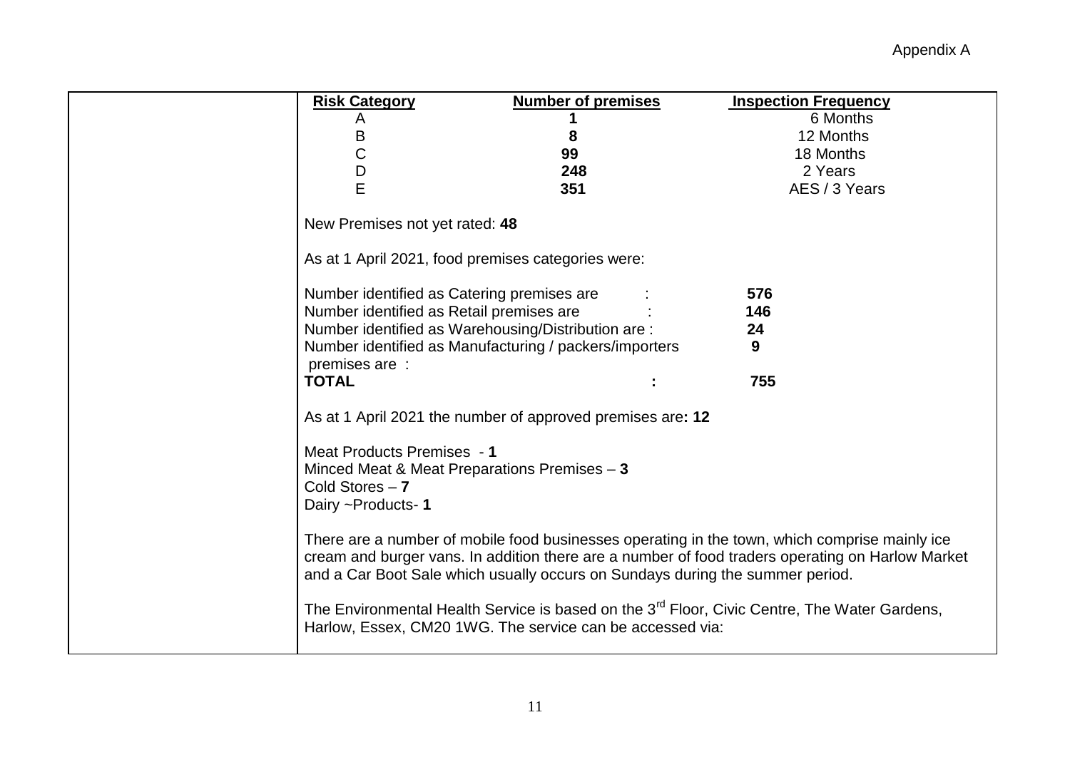Appendix A

| Risk Category | Number of premises | Inspection Frequency |
|---|---|---|
| A | **1** | 6 Months |
| B | **8** | 12 Months |
| C | **99** | 18 Months |
| D | **248** | 2 Years |
| E | **351** | AES / 3 Years |

New Premises not yet rated: **48**

As at 1 April 2021, food premises categories were:

| | | |
|---|---|---|
| Number identified as Catering premises are | : | **576** |
| Number identified as Retail premises are | : | **146** |
| Number identified as Warehousing/Distribution are | : | **24** |
| Number identified as Manufacturing / packers/importers premises are | : | **9** |
| **TOTAL** | **:** | **755** |

As at 1 April 2021 the number of approved premises are**: 12**

Meat Products Premises - **1**
Minced Meat & Meat Preparations Premises – **3**
Cold Stores – **7**
Dairy ~Products- **1**

There are a number of mobile food businesses operating in the town, which comprise mainly ice cream and burger vans. In addition there are a number of food traders operating on Harlow Market and a Car Boot Sale which usually occurs on Sundays during the summer period.

The Environmental Health Service is based on the 3rd Floor, Civic Centre, The Water Gardens, Harlow, Essex, CM20 1WG. The service can be accessed via: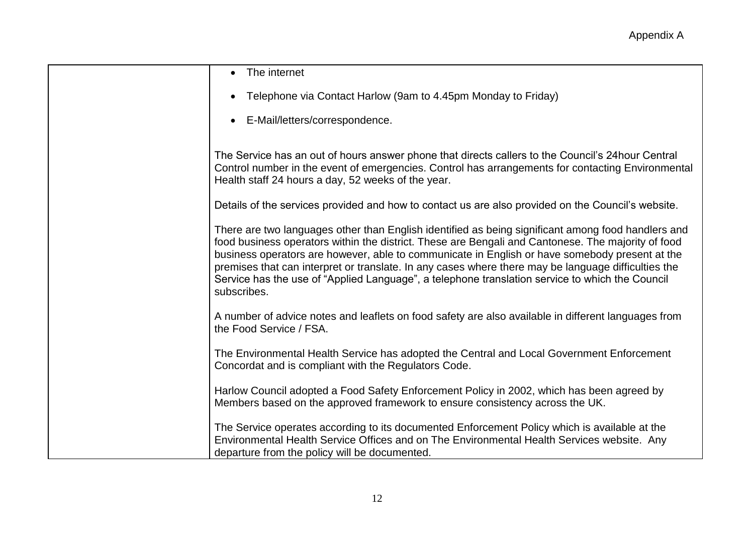| | |
|---|---|
| | • The internet<br><br>• Telephone via Contact Harlow (9am to 4.45pm Monday to Friday)<br><br>• E-Mail/letters/correspondence.<br><br>The Service has an out of hours answer phone that directs callers to the Council's 24hour Central Control number in the event of emergencies. Control has arrangements for contacting Environmental Health staff 24 hours a day, 52 weeks of the year.<br><br>Details of the services provided and how to contact us are also provided on the Council's website.<br><br>There are two languages other than English identified as being significant among food handlers and food business operators within the district. These are Bengali and Cantonese. The majority of food business operators are however, able to communicate in English or have somebody present at the premises that can interpret or translate. In any cases where there may be language difficulties the Service has the use of "Applied Language", a telephone translation service to which the Council subscribes.<br><br>A number of advice notes and leaflets on food safety are also available in different languages from the Food Service / FSA.<br><br>The Environmental Health Service has adopted the Central and Local Government Enforcement Concordat and is compliant with the Regulators Code.<br><br>Harlow Council adopted a Food Safety Enforcement Policy in 2002, which has been agreed by Members based on the approved framework to ensure consistency across the UK.<br><br>The Service operates according to its documented Enforcement Policy which is available at the Environmental Health Service Offices and on The Environmental Health Services website. Any departure from the policy will be documented. |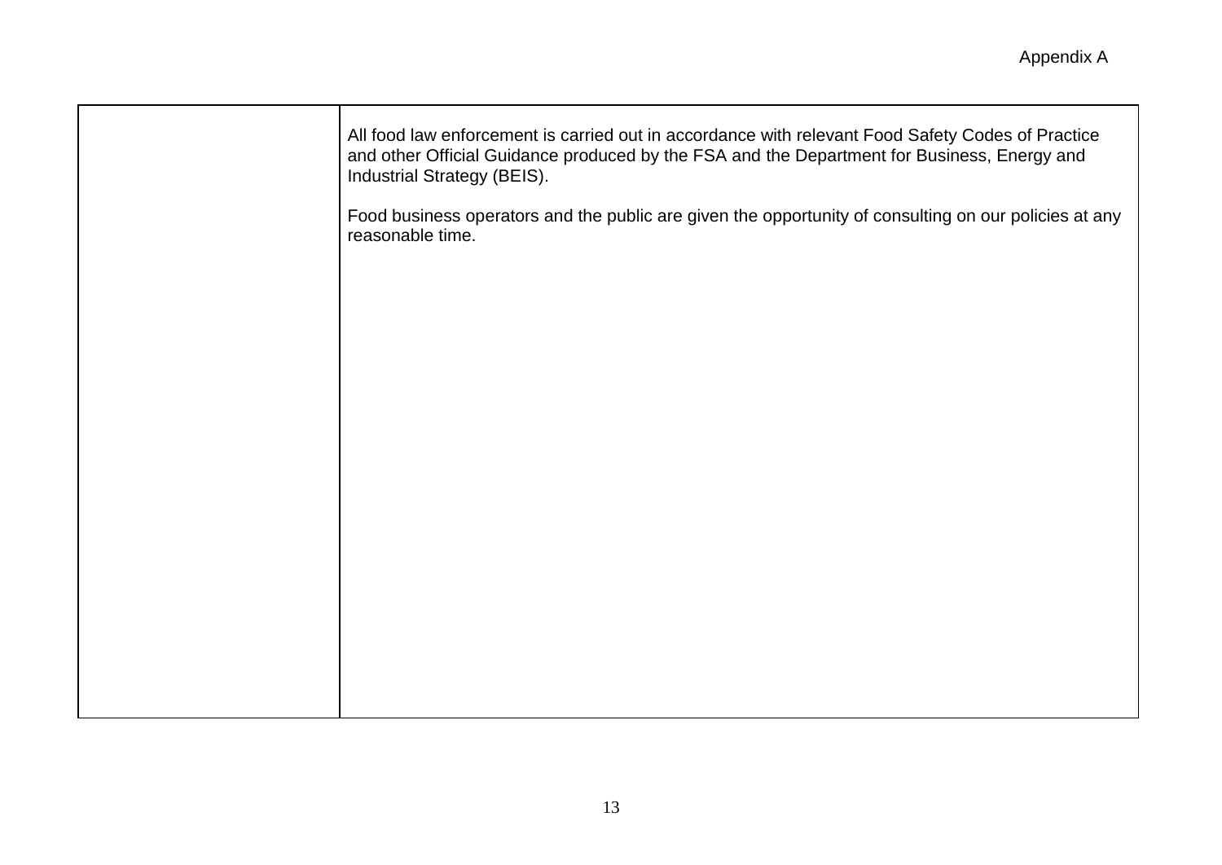|  |  |
| --- | --- |
|  | All food law enforcement is carried out in accordance with relevant Food Safety Codes of Practice and other Official Guidance produced by the FSA and the Department for Business, Energy and Industrial Strategy (BEIS).<br><br>Food business operators and the public are given the opportunity of consulting on our policies at any reasonable time. |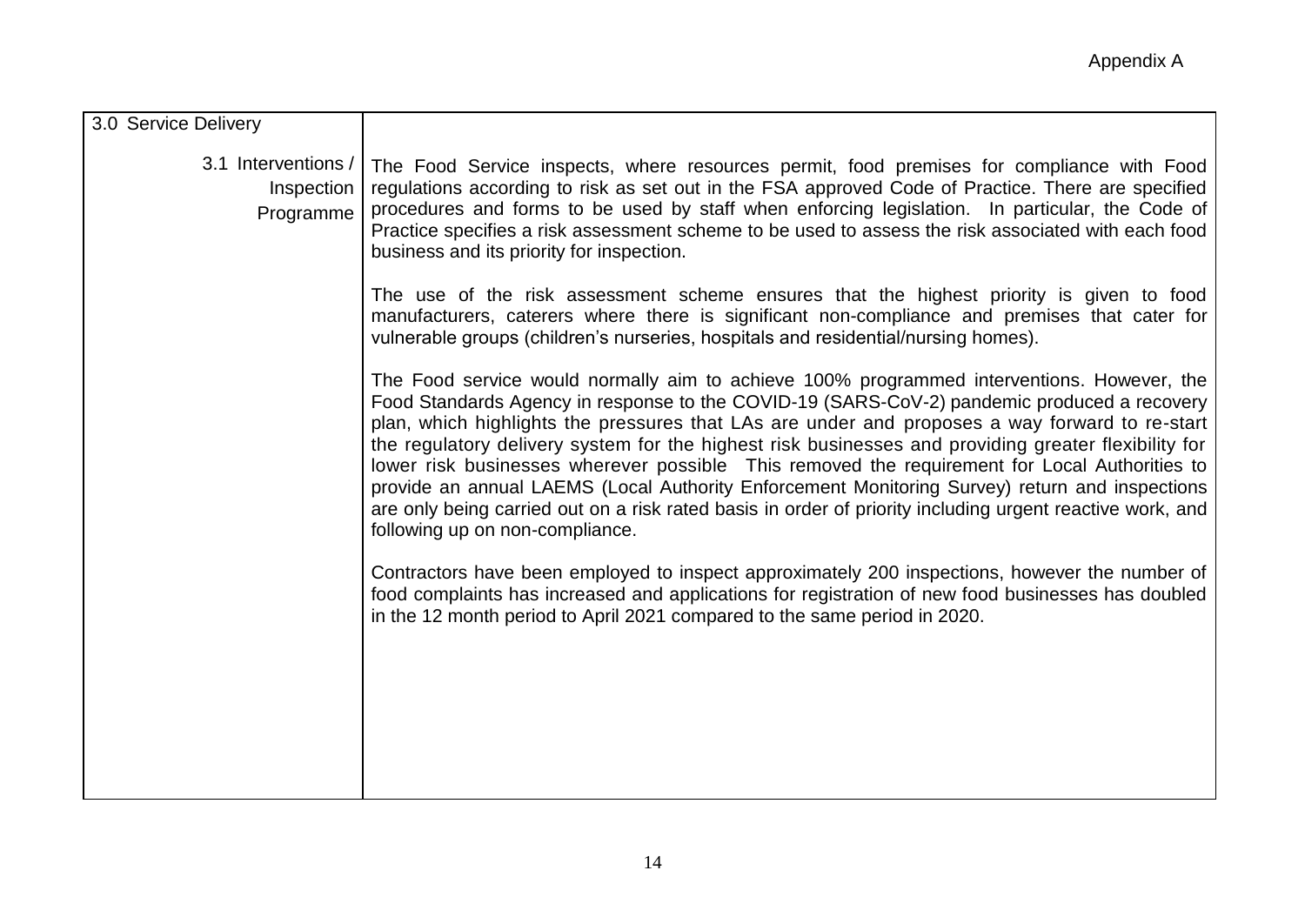| 3.0 Service Delivery | |
|---|---|
| 3.1 Interventions / Inspection Programme | The Food Service inspects, where resources permit, food premises for compliance with Food regulations according to risk as set out in the FSA approved Code of Practice. There are specified procedures and forms to be used by staff when enforcing legislation. In particular, the Code of Practice specifies a risk assessment scheme to be used to assess the risk associated with each food business and its priority for inspection.<br><br>The use of the risk assessment scheme ensures that the highest priority is given to food manufacturers, caterers where there is significant non-compliance and premises that cater for vulnerable groups (children's nurseries, hospitals and residential/nursing homes).<br><br>The Food service would normally aim to achieve 100% programmed interventions. However, the Food Standards Agency in response to the COVID-19 (SARS-CoV-2) pandemic produced a recovery plan, which highlights the pressures that LAs are under and proposes a way forward to re-start the regulatory delivery system for the highest risk businesses and providing greater flexibility for lower risk businesses wherever possible This removed the requirement for Local Authorities to provide an annual LAEMS (Local Authority Enforcement Monitoring Survey) return and inspections are only being carried out on a risk rated basis in order of priority including urgent reactive work, and following up on non-compliance.<br><br>Contractors have been employed to inspect approximately 200 inspections, however the number of food complaints has increased and applications for registration of new food businesses has doubled in the 12 month period to April 2021 compared to the same period in 2020. |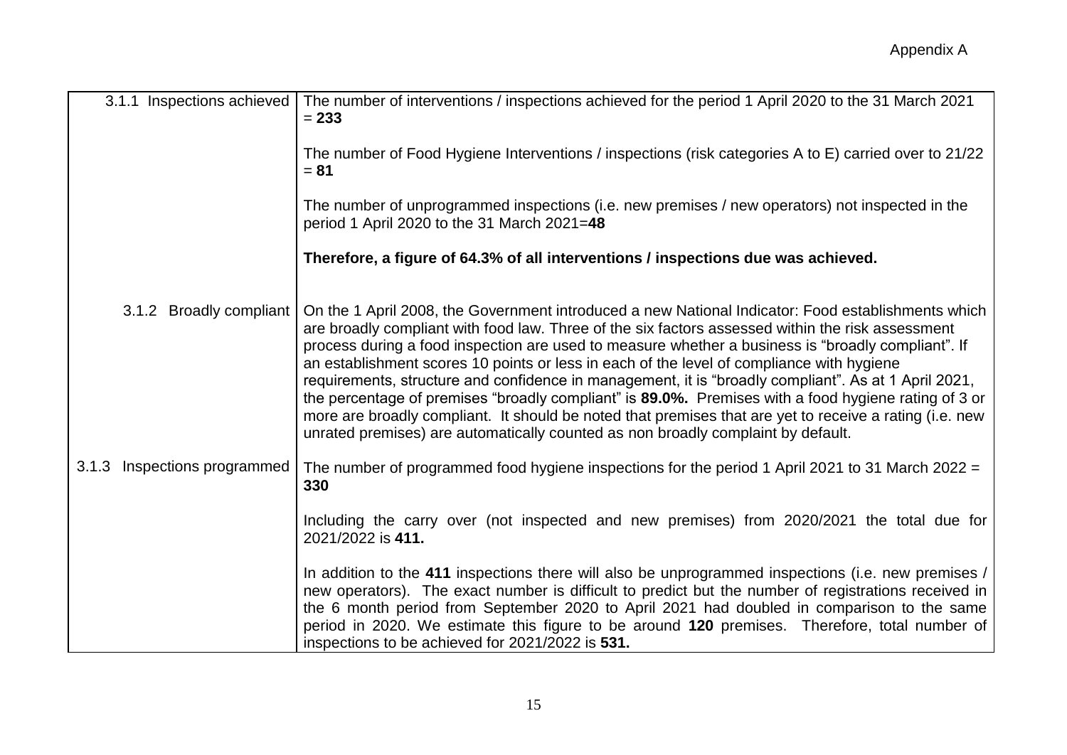Appendix A

| | |
|---|---|
| 3.1.1 Inspections achieved | The number of interventions / inspections achieved for the period 1 April 2020 to the 31 March 2021 = **233**<br><br>The number of Food Hygiene Interventions / inspections (risk categories A to E) carried over to 21/22 = **81**<br><br>The number of unprogrammed inspections (i.e. new premises / new operators) not inspected in the period 1 April 2020 to the 31 March 2021=**48**<br><br>**Therefore, a figure of 64.3% of all interventions / inspections due was achieved.** |
| 3.1.2 Broadly compliant | On the 1 April 2008, the Government introduced a new National Indicator: Food establishments which are broadly compliant with food law. Three of the six factors assessed within the risk assessment process during a food inspection are used to measure whether a business is "broadly compliant". If an establishment scores 10 points or less in each of the level of compliance with hygiene requirements, structure and confidence in management, it is "broadly compliant". As at 1 April 2021, the percentage of premises "broadly compliant" is **89.0%.** Premises with a food hygiene rating of 3 or more are broadly compliant. It should be noted that premises that are yet to receive a rating (i.e. new unrated premises) are automatically counted as non broadly complaint by default. |
| 3.1.3 Inspections programmed | The number of programmed food hygiene inspections for the period 1 April 2021 to 31 March 2022 = **330**<br><br>Including the carry over (not inspected and new premises) from 2020/2021 the total due for 2021/2022 is **411.**<br><br>In addition to the **411** inspections there will also be unprogrammed inspections (i.e. new premises / new operators). The exact number is difficult to predict but the number of registrations received in the 6 month period from September 2020 to April 2021 had doubled in comparison to the same period in 2020. We estimate this figure to be around **120** premises. Therefore, total number of inspections to be achieved for 2021/2022 is **531.** |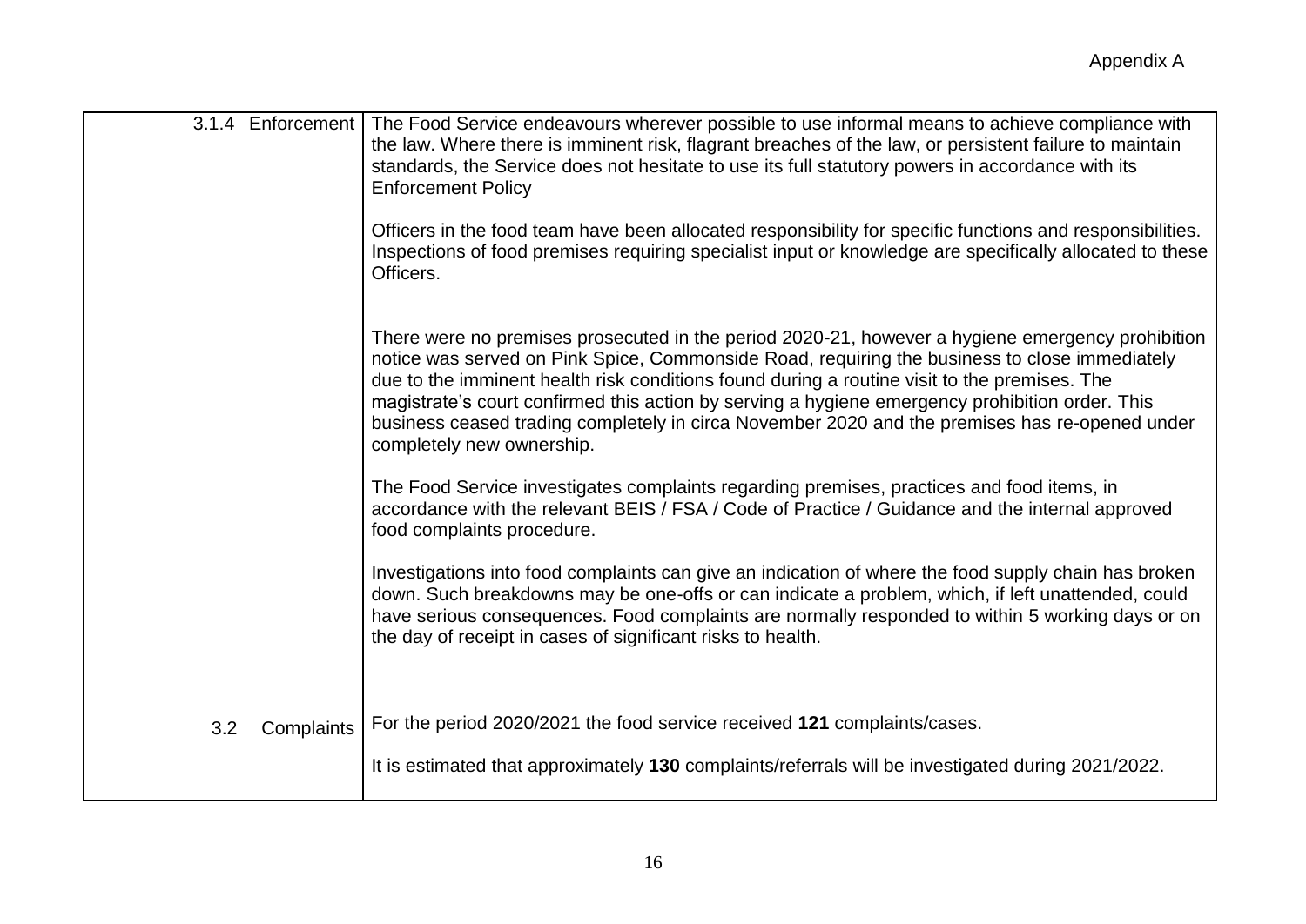Appendix A

| | |
|---|---|
| 3.1.4 Enforcement | The Food Service endeavours wherever possible to use informal means to achieve compliance with the law. Where there is imminent risk, flagrant breaches of the law, or persistent failure to maintain standards, the Service does not hesitate to use its full statutory powers in accordance with its Enforcement Policy<br><br>Officers in the food team have been allocated responsibility for specific functions and responsibilities. Inspections of food premises requiring specialist input or knowledge are specifically allocated to these Officers.<br><br>There were no premises prosecuted in the period 2020-21, however a hygiene emergency prohibition notice was served on Pink Spice, Commonside Road, requiring the business to close immediately due to the imminent health risk conditions found during a routine visit to the premises. The magistrate's court confirmed this action by serving a hygiene emergency prohibition order. This business ceased trading completely in circa November 2020 and the premises has re-opened under completely new ownership.<br><br>The Food Service investigates complaints regarding premises, practices and food items, in accordance with the relevant BEIS / FSA / Code of Practice / Guidance and the internal approved food complaints procedure.<br><br>Investigations into food complaints can give an indication of where the food supply chain has broken down. Such breakdowns may be one-offs or can indicate a problem, which, if left unattended, could have serious consequences. Food complaints are normally responded to within 5 working days or on the day of receipt in cases of significant risks to health. |
| 3.2 Complaints | For the period 2020/2021 the food service received **121** complaints/cases.<br><br>It is estimated that approximately **130** complaints/referrals will be investigated during 2021/2022. |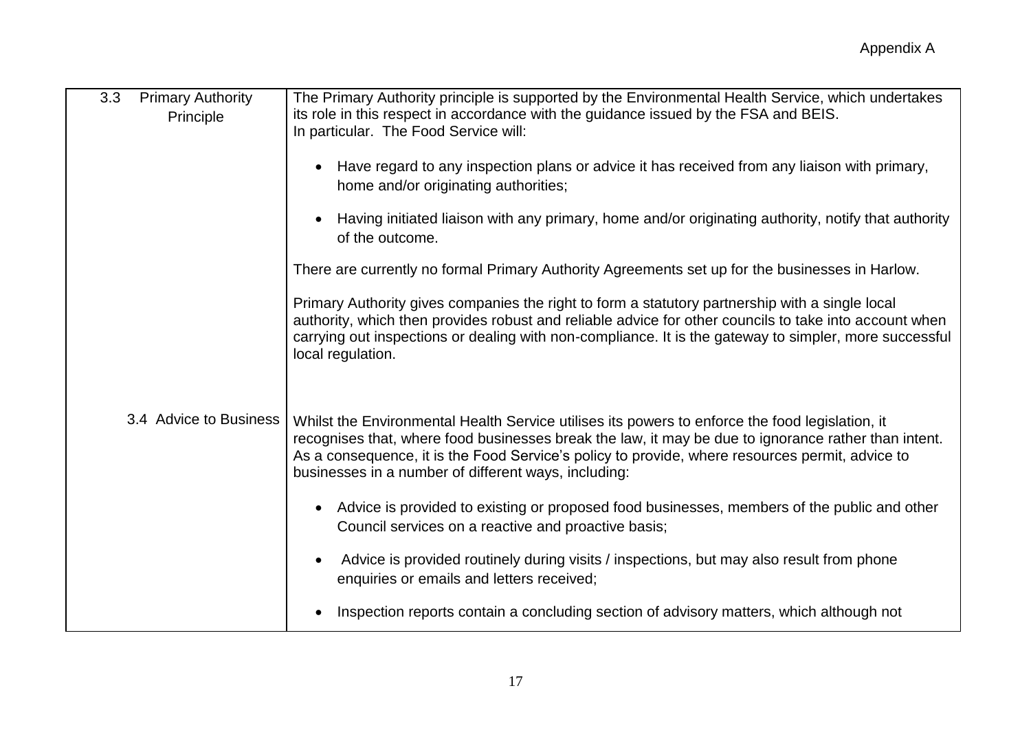| 3.3 Primary Authority Principle | The Primary Authority principle is supported by the Environmental Health Service, which undertakes its role in this respect in accordance with the guidance issued by the FSA and BEIS.<br>In particular. The Food Service will:<br><br>• Have regard to any inspection plans or advice it has received from any liaison with primary, home and/or originating authorities;<br><br>• Having initiated liaison with any primary, home and/or originating authority, notify that authority of the outcome.<br><br>There are currently no formal Primary Authority Agreements set up for the businesses in Harlow.<br><br>Primary Authority gives companies the right to form a statutory partnership with a single local authority, which then provides robust and reliable advice for other councils to take into account when carrying out inspections or dealing with non-compliance. It is the gateway to simpler, more successful local regulation. |
|---|---|
| 3.4 Advice to Business | Whilst the Environmental Health Service utilises its powers to enforce the food legislation, it recognises that, where food businesses break the law, it may be due to ignorance rather than intent. As a consequence, it is the Food Service's policy to provide, where resources permit, advice to businesses in a number of different ways, including:<br><br>• Advice is provided to existing or proposed food businesses, members of the public and other Council services on a reactive and proactive basis;<br><br>• Advice is provided routinely during visits / inspections, but may also result from phone enquiries or emails and letters received;<br><br>• Inspection reports contain a concluding section of advisory matters, which although not |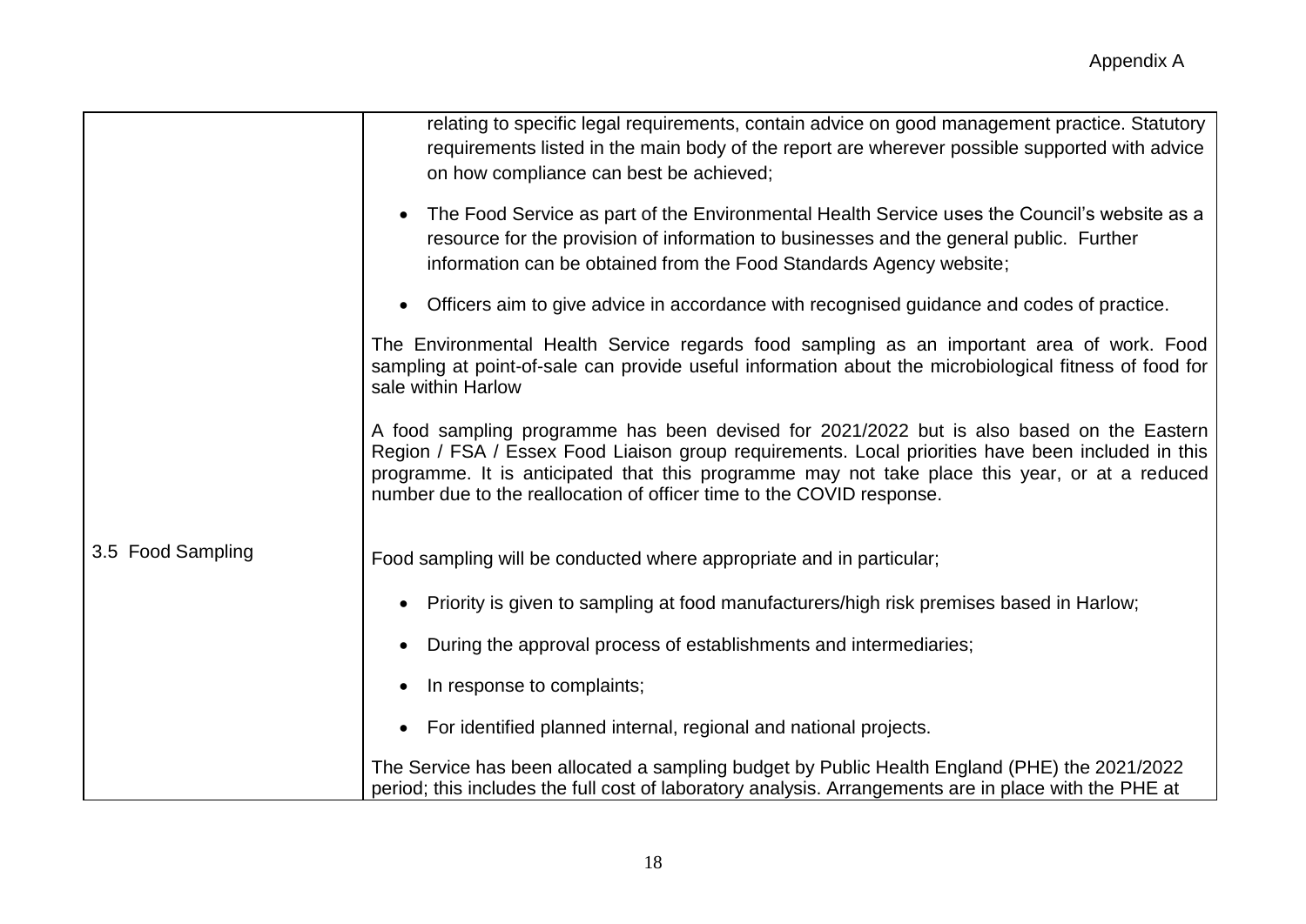| | |
|---|---|
| | relating to specific legal requirements, contain advice on good management practice. Statutory requirements listed in the main body of the report are wherever possible supported with advice on how compliance can best be achieved;<br><br>• The Food Service as part of the Environmental Health Service uses the Council's website as a resource for the provision of information to businesses and the general public. Further information can be obtained from the Food Standards Agency website;<br><br>• Officers aim to give advice in accordance with recognised guidance and codes of practice. |
| 3.5 Food Sampling | The Environmental Health Service regards food sampling as an important area of work. Food sampling at point-of-sale can provide useful information about the microbiological fitness of food for sale within Harlow<br><br>A food sampling programme has been devised for 2021/2022 but is also based on the Eastern Region / FSA / Essex Food Liaison group requirements. Local priorities have been included in this programme. It is anticipated that this programme may not take place this year, or at a reduced number due to the reallocation of officer time to the COVID response.<br><br>Food sampling will be conducted where appropriate and in particular;<br><br>• Priority is given to sampling at food manufacturers/high risk premises based in Harlow;<br><br>• During the approval process of establishments and intermediaries;<br><br>• In response to complaints;<br><br>• For identified planned internal, regional and national projects.<br><br>The Service has been allocated a sampling budget by Public Health England (PHE) the 2021/2022 period; this includes the full cost of laboratory analysis. Arrangements are in place with the PHE at |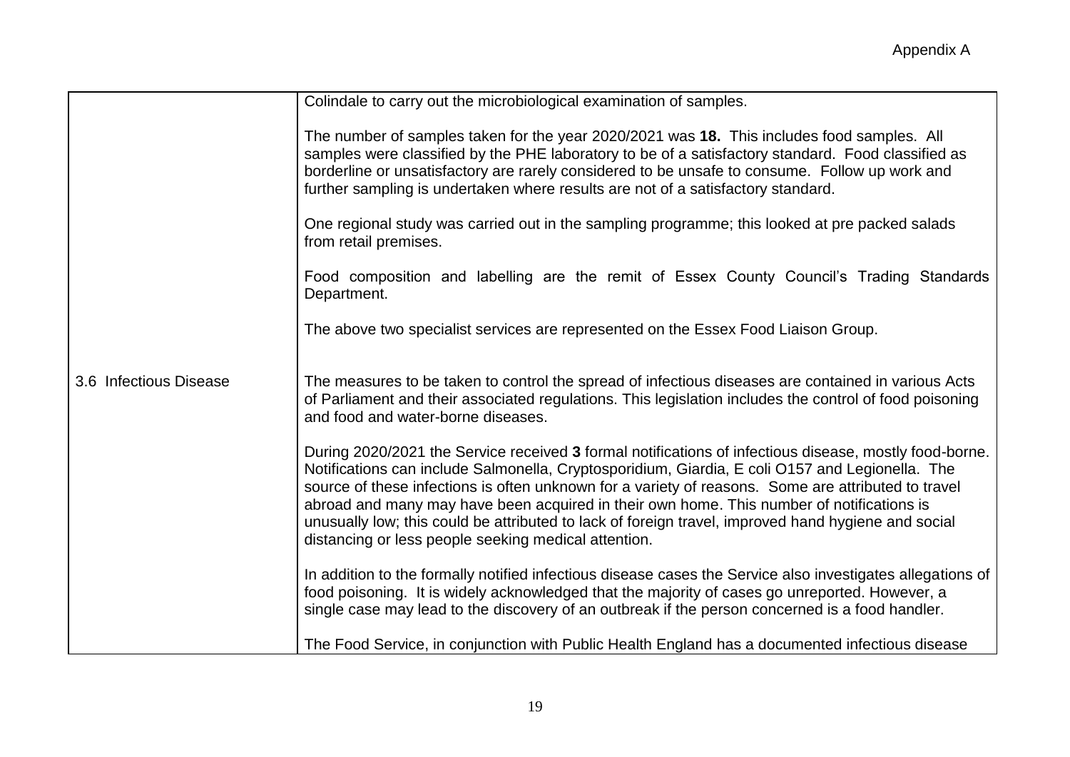| | |
|---|---|
| | Colindale to carry out the microbiological examination of samples.<br><br>The number of samples taken for the year 2020/2021 was **18.** This includes food samples. All samples were classified by the PHE laboratory to be of a satisfactory standard. Food classified as borderline or unsatisfactory are rarely considered to be unsafe to consume. Follow up work and further sampling is undertaken where results are not of a satisfactory standard.<br><br>One regional study was carried out in the sampling programme; this looked at pre packed salads from retail premises.<br><br>Food composition and labelling are the remit of Essex County Council's Trading Standards Department.<br><br>The above two specialist services are represented on the Essex Food Liaison Group. |
| 3.6 Infectious Disease | The measures to be taken to control the spread of infectious diseases are contained in various Acts of Parliament and their associated regulations. This legislation includes the control of food poisoning and food and water-borne diseases.<br><br>During 2020/2021 the Service received **3** formal notifications of infectious disease, mostly food-borne. Notifications can include Salmonella, Cryptosporidium, Giardia, E coli O157 and Legionella. The source of these infections is often unknown for a variety of reasons. Some are attributed to travel abroad and many may have been acquired in their own home. This number of notifications is unusually low; this could be attributed to lack of foreign travel, improved hand hygiene and social distancing or less people seeking medical attention.<br><br>In addition to the formally notified infectious disease cases the Service also investigates allegations of food poisoning. It is widely acknowledged that the majority of cases go unreported. However, a single case may lead to the discovery of an outbreak if the person concerned is a food handler.<br><br>The Food Service, in conjunction with Public Health England has a documented infectious disease |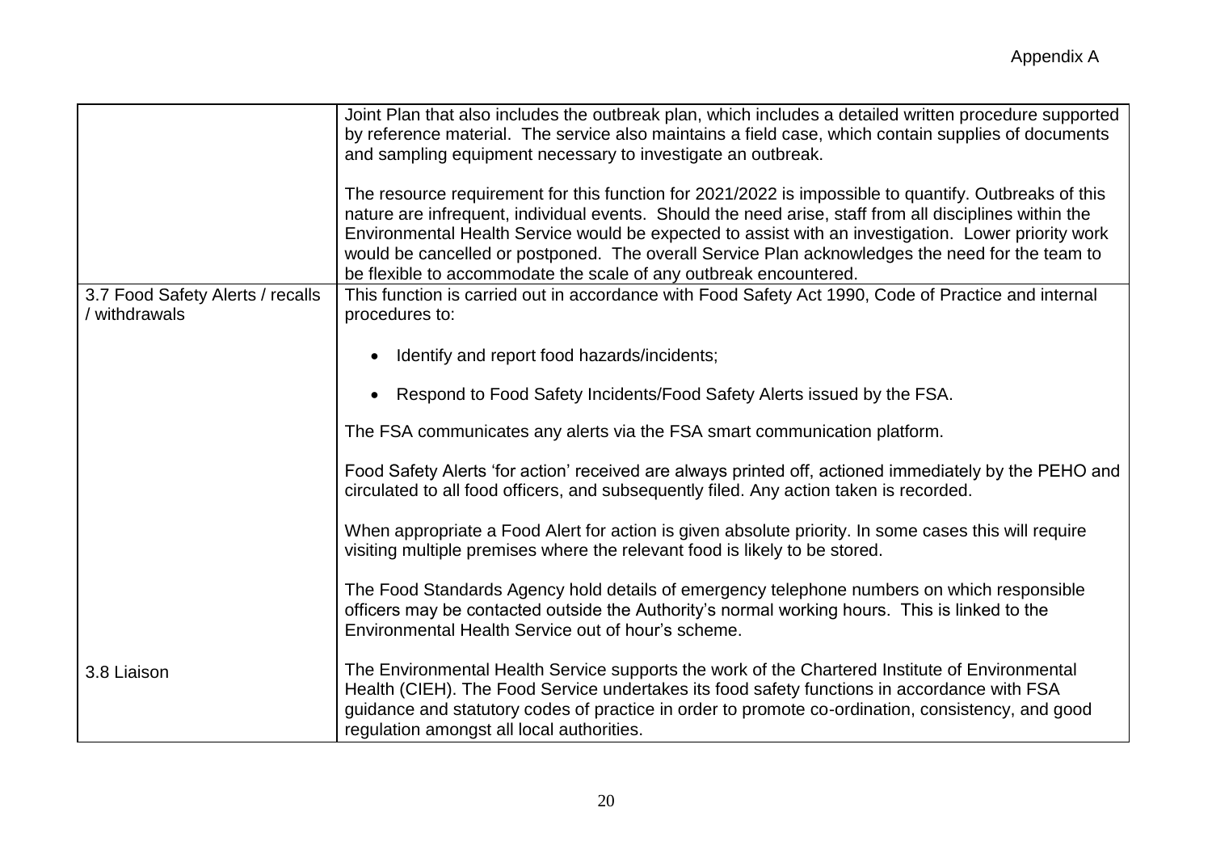| | |
|---|---|
| | Joint Plan that also includes the outbreak plan, which includes a detailed written procedure supported by reference material. The service also maintains a field case, which contain supplies of documents and sampling equipment necessary to investigate an outbreak.<br><br>The resource requirement for this function for 2021/2022 is impossible to quantify. Outbreaks of this nature are infrequent, individual events. Should the need arise, staff from all disciplines within the Environmental Health Service would be expected to assist with an investigation. Lower priority work would be cancelled or postponed. The overall Service Plan acknowledges the need for the team to be flexible to accommodate the scale of any outbreak encountered. |
| 3.7 Food Safety Alerts / recalls / withdrawals | This function is carried out in accordance with Food Safety Act 1990, Code of Practice and internal procedures to:<br><br>• Identify and report food hazards/incidents;<br><br>• Respond to Food Safety Incidents/Food Safety Alerts issued by the FSA.<br><br>The FSA communicates any alerts via the FSA smart communication platform.<br><br>Food Safety Alerts 'for action' received are always printed off, actioned immediately by the PEHO and circulated to all food officers, and subsequently filed. Any action taken is recorded.<br><br>When appropriate a Food Alert for action is given absolute priority. In some cases this will require visiting multiple premises where the relevant food is likely to be stored.<br><br>The Food Standards Agency hold details of emergency telephone numbers on which responsible officers may be contacted outside the Authority's normal working hours. This is linked to the Environmental Health Service out of hour's scheme. |
| 3.8 Liaison | The Environmental Health Service supports the work of the Chartered Institute of Environmental Health (CIEH). The Food Service undertakes its food safety functions in accordance with FSA guidance and statutory codes of practice in order to promote co-ordination, consistency, and good regulation amongst all local authorities. |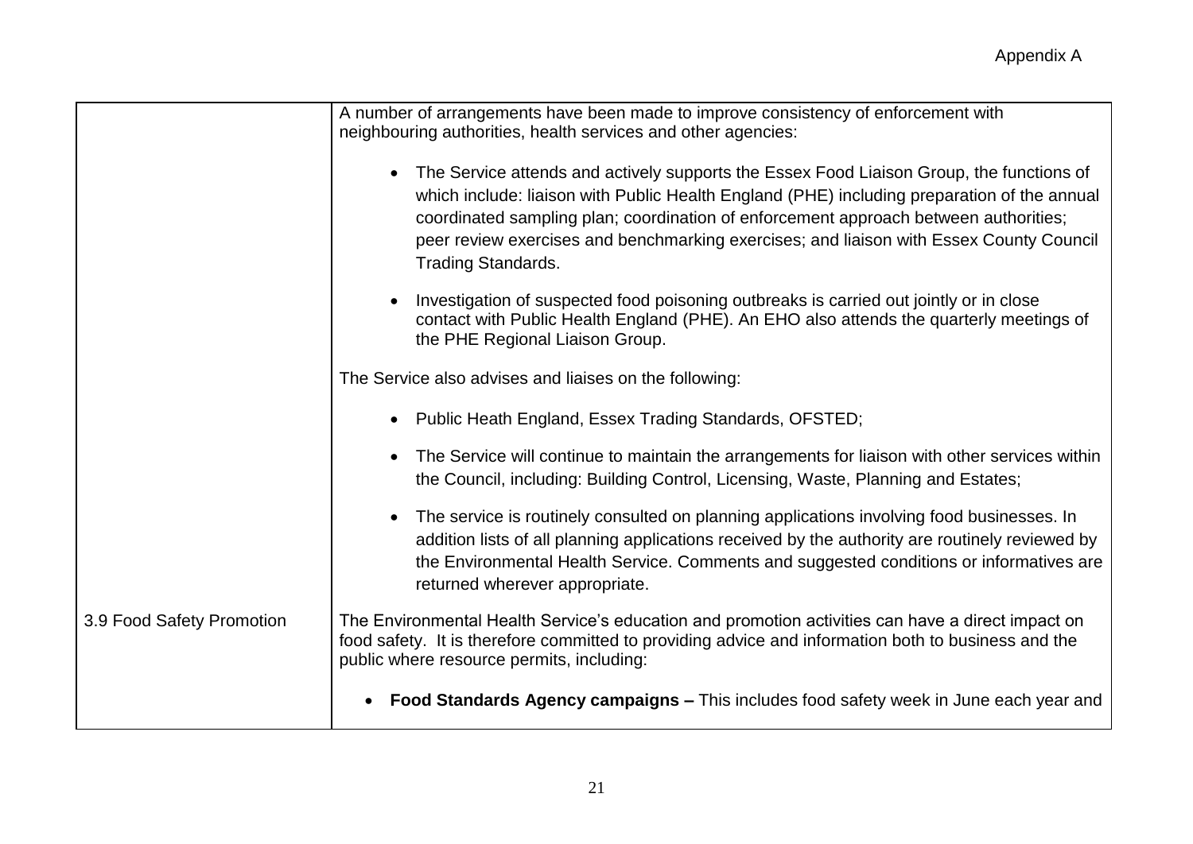| | |
|---|---|
| | A number of arrangements have been made to improve consistency of enforcement with neighbouring authorities, health services and other agencies:<br><br>• The Service attends and actively supports the Essex Food Liaison Group, the functions of which include: liaison with Public Health England (PHE) including preparation of the annual coordinated sampling plan; coordination of enforcement approach between authorities; peer review exercises and benchmarking exercises; and liaison with Essex County Council Trading Standards.<br><br>• Investigation of suspected food poisoning outbreaks is carried out jointly or in close contact with Public Health England (PHE). An EHO also attends the quarterly meetings of the PHE Regional Liaison Group.<br><br>The Service also advises and liaises on the following:<br><br>• Public Heath England, Essex Trading Standards, OFSTED;<br><br>• The Service will continue to maintain the arrangements for liaison with other services within the Council, including: Building Control, Licensing, Waste, Planning and Estates;<br><br>• The service is routinely consulted on planning applications involving food businesses. In addition lists of all planning applications received by the authority are routinely reviewed by the Environmental Health Service. Comments and suggested conditions or informatives are returned wherever appropriate. |
| 3.9 Food Safety Promotion | The Environmental Health Service's education and promotion activities can have a direct impact on food safety. It is therefore committed to providing advice and information both to business and the public where resource permits, including:<br><br>• **Food Standards Agency campaigns –** This includes food safety week in June each year and |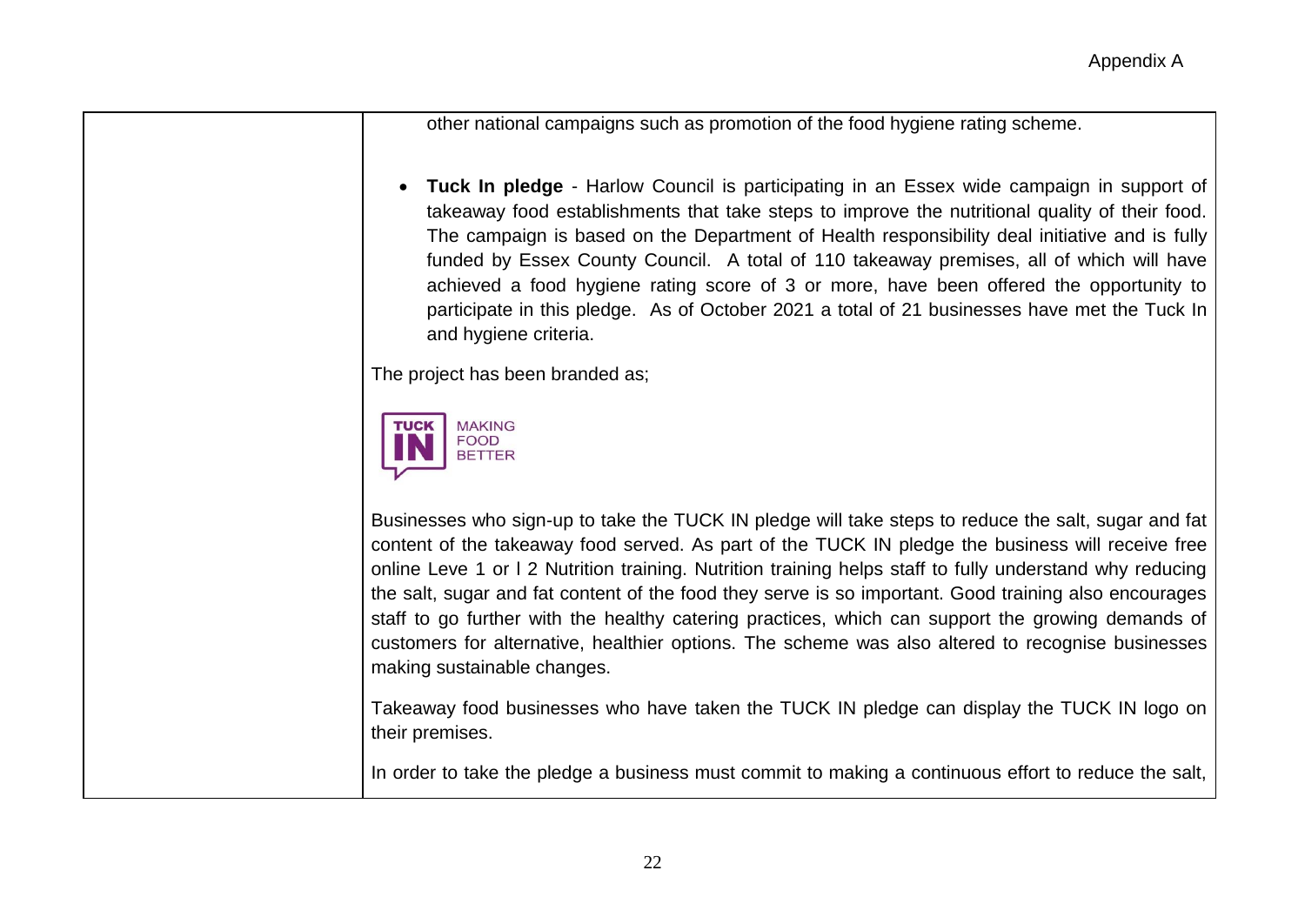| | other national campaigns such as promotion of the food hygiene rating scheme.<br><br>• **Tuck In pledge** - Harlow Council is participating in an Essex wide campaign in support of takeaway food establishments that take steps to improve the nutritional quality of their food. The campaign is based on the Department of Health responsibility deal initiative and is fully funded by Essex County Council. A total of 110 takeaway premises, all of which will have achieved a food hygiene rating score of 3 or more, have been offered the opportunity to participate in this pledge. As of October 2021 a total of 21 businesses have met the Tuck In and hygiene criteria.<br><br>The project has been branded as;<br><br>TUCK IN MAKING FOOD BETTER<br><br>Businesses who sign-up to take the TUCK IN pledge will take steps to reduce the salt, sugar and fat content of the takeaway food served. As part of the TUCK IN pledge the business will receive free online Leve 1 or l 2 Nutrition training. Nutrition training helps staff to fully understand why reducing the salt, sugar and fat content of the food they serve is so important. Good training also encourages staff to go further with the healthy catering practices, which can support the growing demands of customers for alternative, healthier options. The scheme was also altered to recognise businesses making sustainable changes.<br><br>Takeaway food businesses who have taken the TUCK IN pledge can display the TUCK IN logo on their premises.<br><br>In order to take the pledge a business must commit to making a continuous effort to reduce the salt, |
|---|---|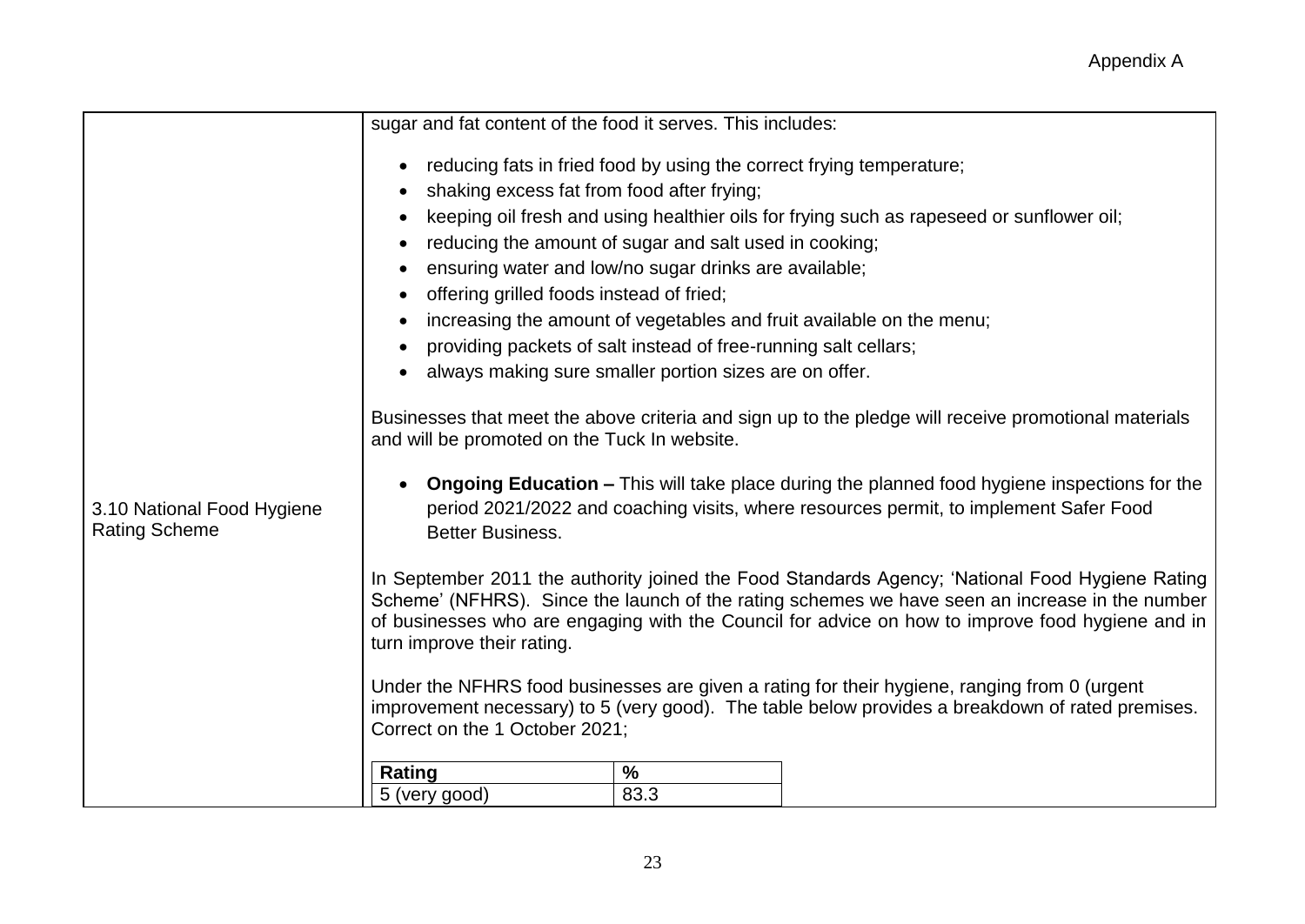sugar and fat content of the food it serves. This includes:

- reducing fats in fried food by using the correct frying temperature;
- shaking excess fat from food after frying;
- keeping oil fresh and using healthier oils for frying such as rapeseed or sunflower oil;
- reducing the amount of sugar and salt used in cooking;
- ensuring water and low/no sugar drinks are available;
- offering grilled foods instead of fried;
- increasing the amount of vegetables and fruit available on the menu;
- providing packets of salt instead of free-running salt cellars;
- always making sure smaller portion sizes are on offer.

Businesses that meet the above criteria and sign up to the pledge will receive promotional materials and will be promoted on the Tuck In website.

- **Ongoing Education –** This will take place during the planned food hygiene inspections for the period 2021/2022 and coaching visits, where resources permit, to implement Safer Food Better Business.

### 3.10 National Food Hygiene Rating Scheme

In September 2011 the authority joined the Food Standards Agency; 'National Food Hygiene Rating Scheme' (NFHRS). Since the launch of the rating schemes we have seen an increase in the number of businesses who are engaging with the Council for advice on how to improve food hygiene and in turn improve their rating.

Under the NFHRS food businesses are given a rating for their hygiene, ranging from 0 (urgent improvement necessary) to 5 (very good). The table below provides a breakdown of rated premises. Correct on the 1 October 2021;

| Rating | % |
| --- | --- |
| 5 (very good) | 83.3 |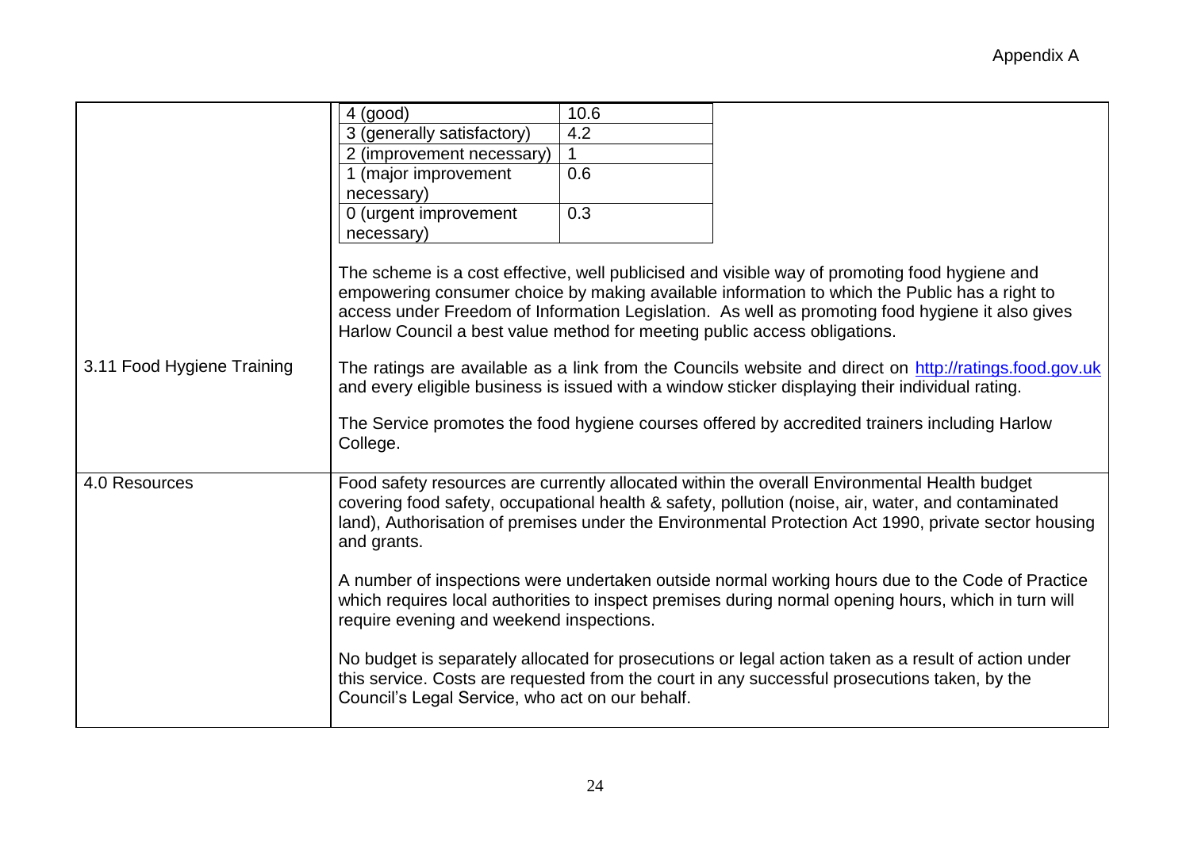| | |
|---|---|
| | \| 4 (good) \| 10.6 \|<br>\| 3 (generally satisfactory) \| 4.2 \|<br>\| 2 (improvement necessary) \| 1 \|<br>\| 1 (major improvement necessary) \| 0.6 \|<br>\| 0 (urgent improvement necessary) \| 0.3 \|<br><br>The scheme is a cost effective, well publicised and visible way of promoting food hygiene and empowering consumer choice by making available information to which the Public has a right to access under Freedom of Information Legislation. As well as promoting food hygiene it also gives Harlow Council a best value method for meeting public access obligations. |
| 3.11 Food Hygiene Training | The ratings are available as a link from the Councils website and direct on http://ratings.food.gov.uk and every eligible business is issued with a window sticker displaying their individual rating.<br><br>The Service promotes the food hygiene courses offered by accredited trainers including Harlow College. |
| 4.0 Resources | Food safety resources are currently allocated within the overall Environmental Health budget covering food safety, occupational health & safety, pollution (noise, air, water, and contaminated land), Authorisation of premises under the Environmental Protection Act 1990, private sector housing and grants.<br><br>A number of inspections were undertaken outside normal working hours due to the Code of Practice which requires local authorities to inspect premises during normal opening hours, which in turn will require evening and weekend inspections.<br><br>No budget is separately allocated for prosecutions or legal action taken as a result of action under this service. Costs are requested from the court in any successful prosecutions taken, by the Council's Legal Service, who act on our behalf. |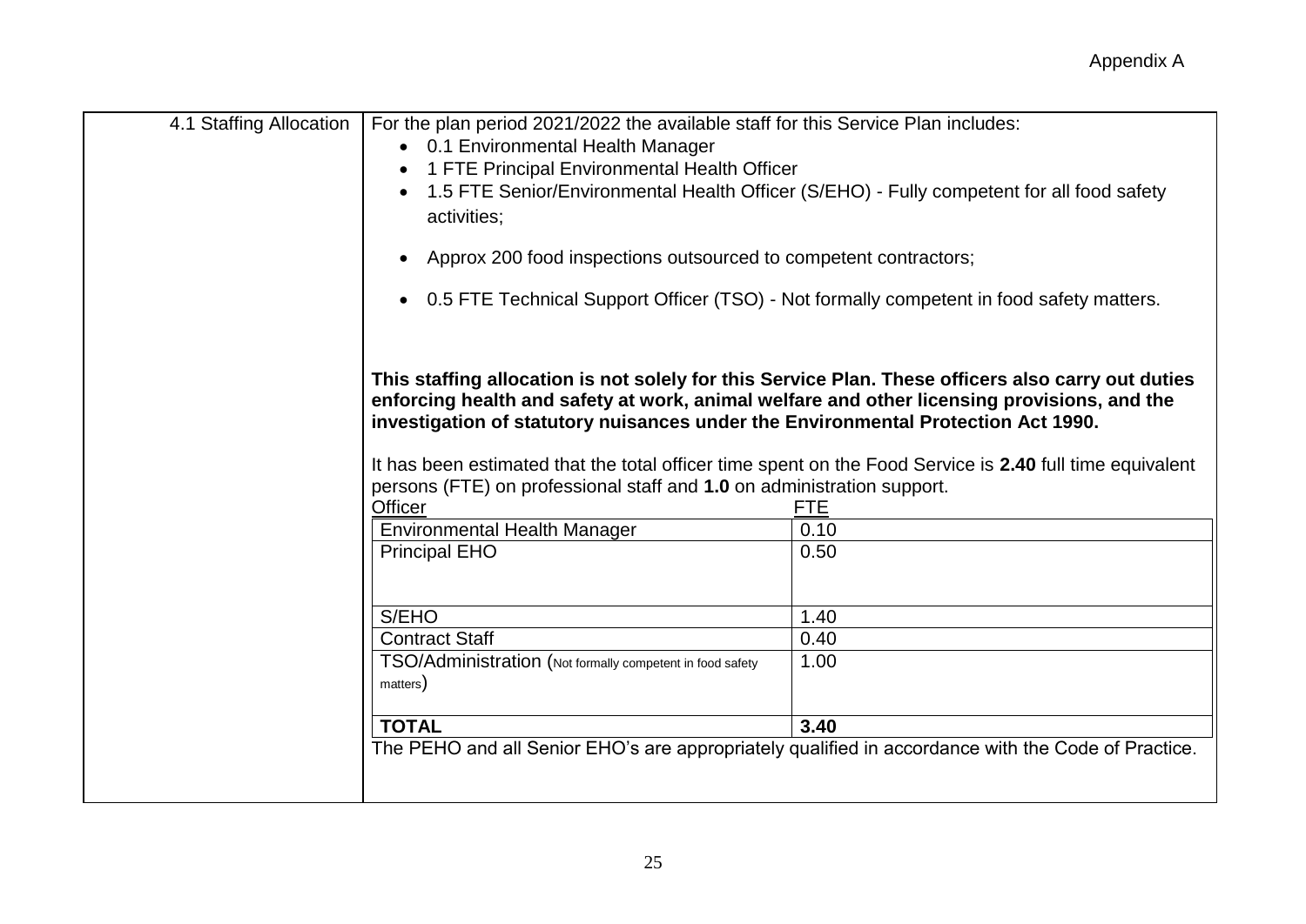Appendix A

**4.1 Staffing Allocation**

For the plan period 2021/2022 the available staff for this Service Plan includes:

- 0.1 Environmental Health Manager
- 1 FTE Principal Environmental Health Officer
- 1.5 FTE Senior/Environmental Health Officer (S/EHO) - Fully competent for all food safety activities;
- Approx 200 food inspections outsourced to competent contractors;
- 0.5 FTE Technical Support Officer (TSO) - Not formally competent in food safety matters.

**This staffing allocation is not solely for this Service Plan. These officers also carry out duties enforcing health and safety at work, animal welfare and other licensing provisions, and the investigation of statutory nuisances under the Environmental Protection Act 1990.**

It has been estimated that the total officer time spent on the Food Service is **2.40** full time equivalent persons (FTE) on professional staff and **1.0** on administration support.

| Officer | FTE |
|---|---|
| Environmental Health Manager | 0.10 |
| Principal EHO | 0.50 |
| S/EHO | 1.40 |
| Contract Staff | 0.40 |
| TSO/Administration (Not formally competent in food safety matters) | 1.00 |
| **TOTAL** | **3.40** |

The PEHO and all Senior EHO's are appropriately qualified in accordance with the Code of Practice.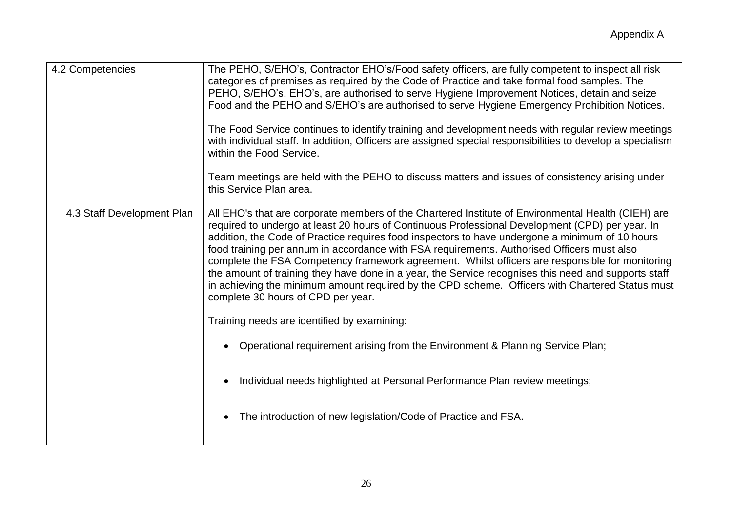| 4.2 Competencies | The PEHO, S/EHO's, Contractor EHO's/Food safety officers, are fully competent to inspect all risk categories of premises as required by the Code of Practice and take formal food samples. The PEHO, S/EHO's, EHO's, are authorised to serve Hygiene Improvement Notices, detain and seize Food and the PEHO and S/EHO's are authorised to serve Hygiene Emergency Prohibition Notices.<br><br>The Food Service continues to identify training and development needs with regular review meetings with individual staff. In addition, Officers are assigned special responsibilities to develop a specialism within the Food Service.<br><br>Team meetings are held with the PEHO to discuss matters and issues of consistency arising under this Service Plan area. |
|---|---|
| 4.3 Staff Development Plan | All EHO's that are corporate members of the Chartered Institute of Environmental Health (CIEH) are required to undergo at least 20 hours of Continuous Professional Development (CPD) per year. In addition, the Code of Practice requires food inspectors to have undergone a minimum of 10 hours food training per annum in accordance with FSA requirements. Authorised Officers must also complete the FSA Competency framework agreement. Whilst officers are responsible for monitoring the amount of training they have done in a year, the Service recognises this need and supports staff in achieving the minimum amount required by the CPD scheme. Officers with Chartered Status must complete 30 hours of CPD per year.<br><br>Training needs are identified by examining:<br><br>• Operational requirement arising from the Environment & Planning Service Plan;<br><br>• Individual needs highlighted at Personal Performance Plan review meetings;<br><br>• The introduction of new legislation/Code of Practice and FSA. |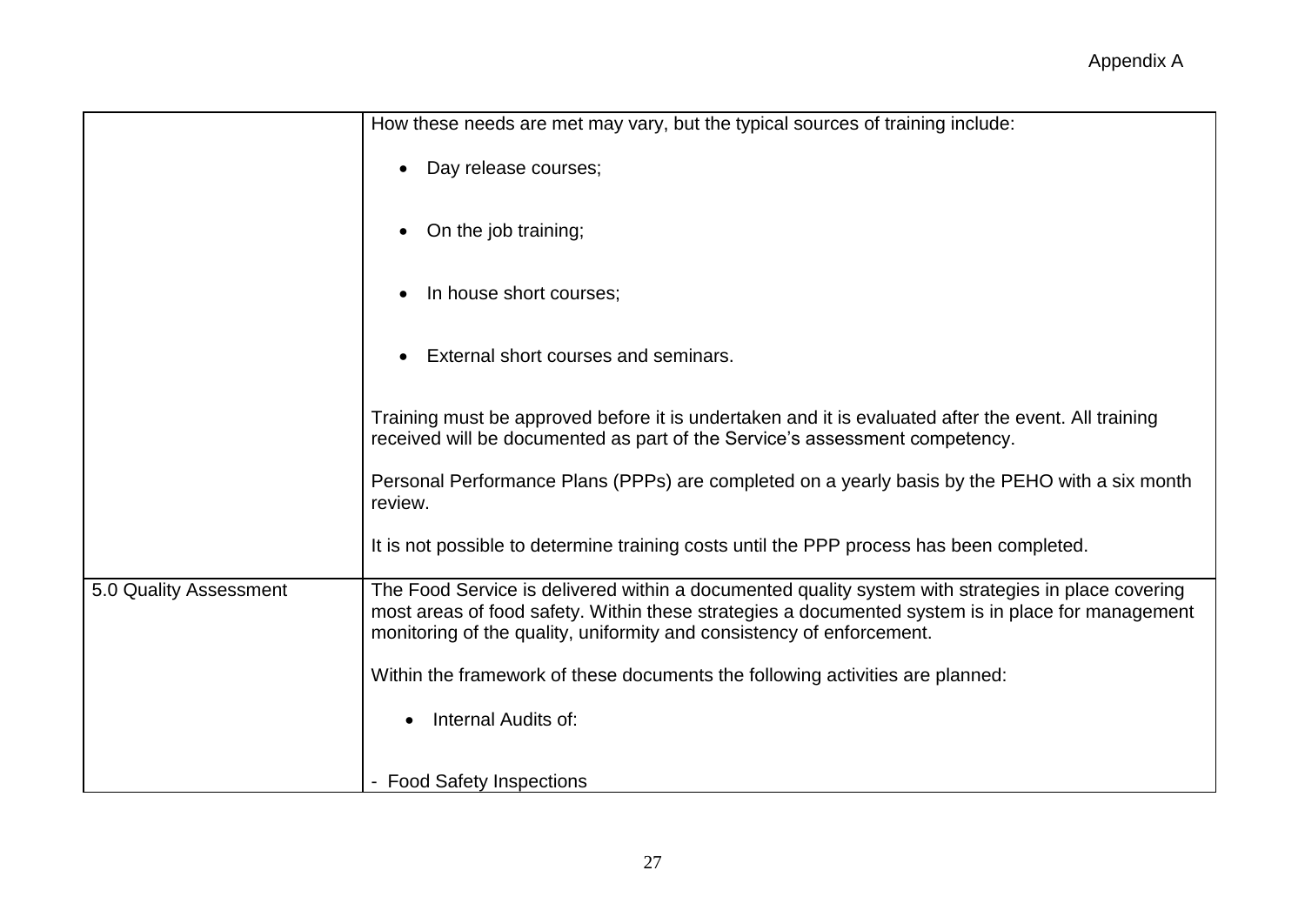| | |
|---|---|
| | How these needs are met may vary, but the typical sources of training include:<br><br>• Day release courses;<br><br>• On the job training;<br><br>• In house short courses;<br><br>• External short courses and seminars.<br><br>Training must be approved before it is undertaken and it is evaluated after the event. All training received will be documented as part of the Service's assessment competency.<br><br>Personal Performance Plans (PPPs) are completed on a yearly basis by the PEHO with a six month review.<br><br>It is not possible to determine training costs until the PPP process has been completed. |
| 5.0 Quality Assessment | The Food Service is delivered within a documented quality system with strategies in place covering most areas of food safety. Within these strategies a documented system is in place for management monitoring of the quality, uniformity and consistency of enforcement.<br><br>Within the framework of these documents the following activities are planned:<br><br>• Internal Audits of:<br><br>- Food Safety Inspections |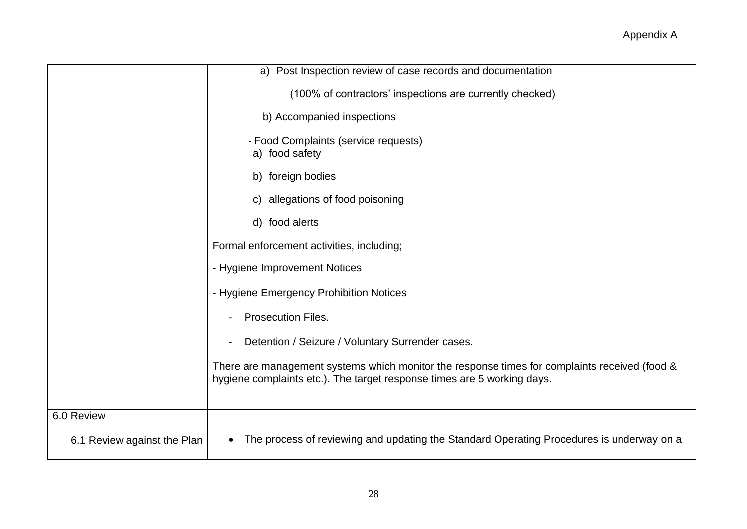| | |
|---|---|
| | a) Post Inspection review of case records and documentation<br><br>(100% of contractors' inspections are currently checked)<br><br>b) Accompanied inspections<br><br>- Food Complaints (service requests)<br>a) food safety<br><br>b) foreign bodies<br><br>c) allegations of food poisoning<br><br>d) food alerts<br><br>Formal enforcement activities, including;<br><br>- Hygiene Improvement Notices<br><br>- Hygiene Emergency Prohibition Notices<br><br>- Prosecution Files.<br><br>- Detention / Seizure / Voluntary Surrender cases.<br><br>There are management systems which monitor the response times for complaints received (food & hygiene complaints etc.). The target response times are 5 working days. |
| 6.0 Review<br><br>6.1 Review against the Plan | • The process of reviewing and updating the Standard Operating Procedures is underway on a |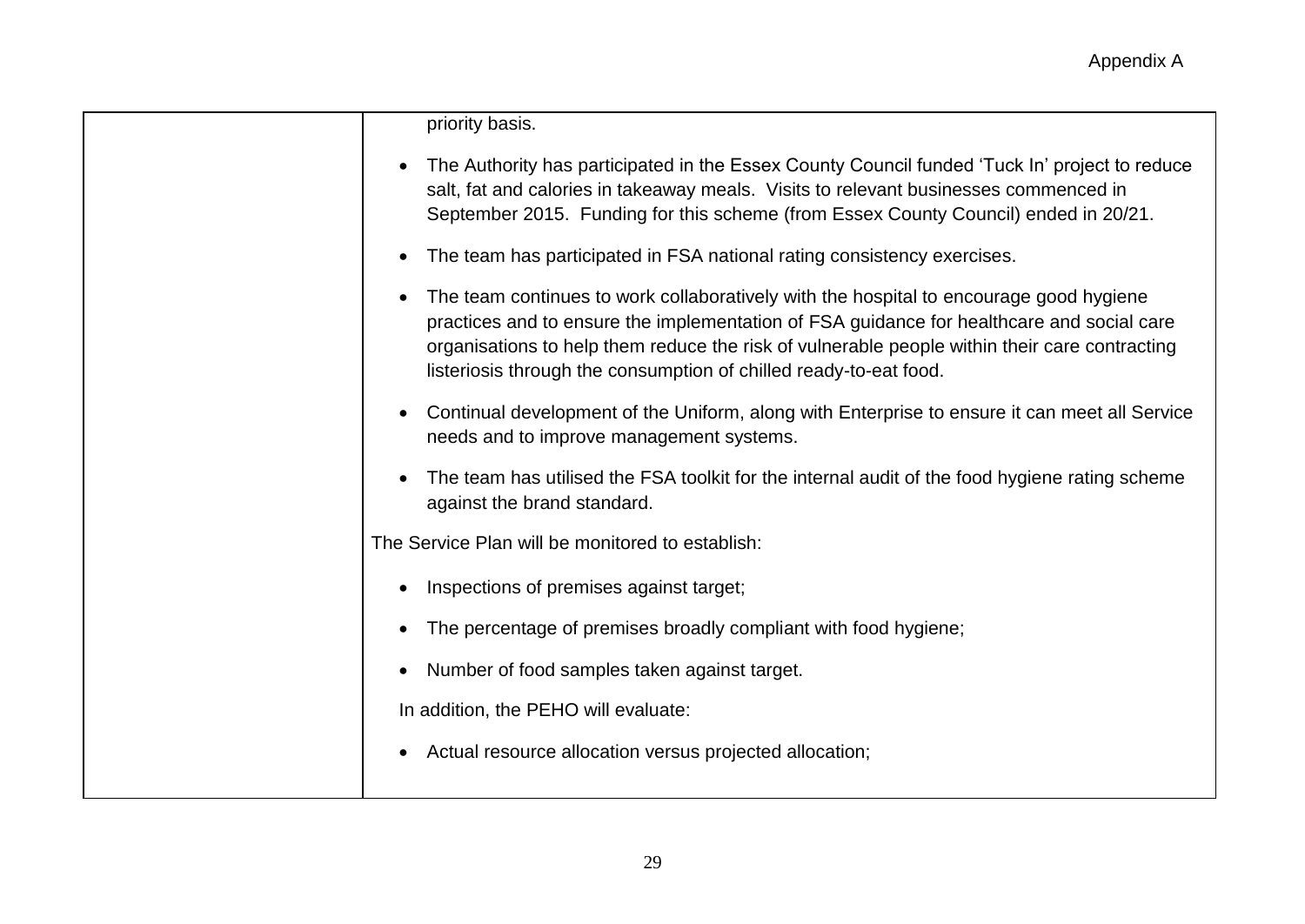| | priority basis.<br><br>• The Authority has participated in the Essex County Council funded 'Tuck In' project to reduce salt, fat and calories in takeaway meals. Visits to relevant businesses commenced in September 2015. Funding for this scheme (from Essex County Council) ended in 20/21.<br><br>• The team has participated in FSA national rating consistency exercises.<br><br>• The team continues to work collaboratively with the hospital to encourage good hygiene practices and to ensure the implementation of FSA guidance for healthcare and social care organisations to help them reduce the risk of vulnerable people within their care contracting listeriosis through the consumption of chilled ready-to-eat food.<br><br>• Continual development of the Uniform, along with Enterprise to ensure it can meet all Service needs and to improve management systems.<br><br>• The team has utilised the FSA toolkit for the internal audit of the food hygiene rating scheme against the brand standard.<br><br>The Service Plan will be monitored to establish:<br><br>• Inspections of premises against target;<br><br>• The percentage of premises broadly compliant with food hygiene;<br><br>• Number of food samples taken against target.<br><br>In addition, the PEHO will evaluate:<br><br>• Actual resource allocation versus projected allocation; |
|---|---|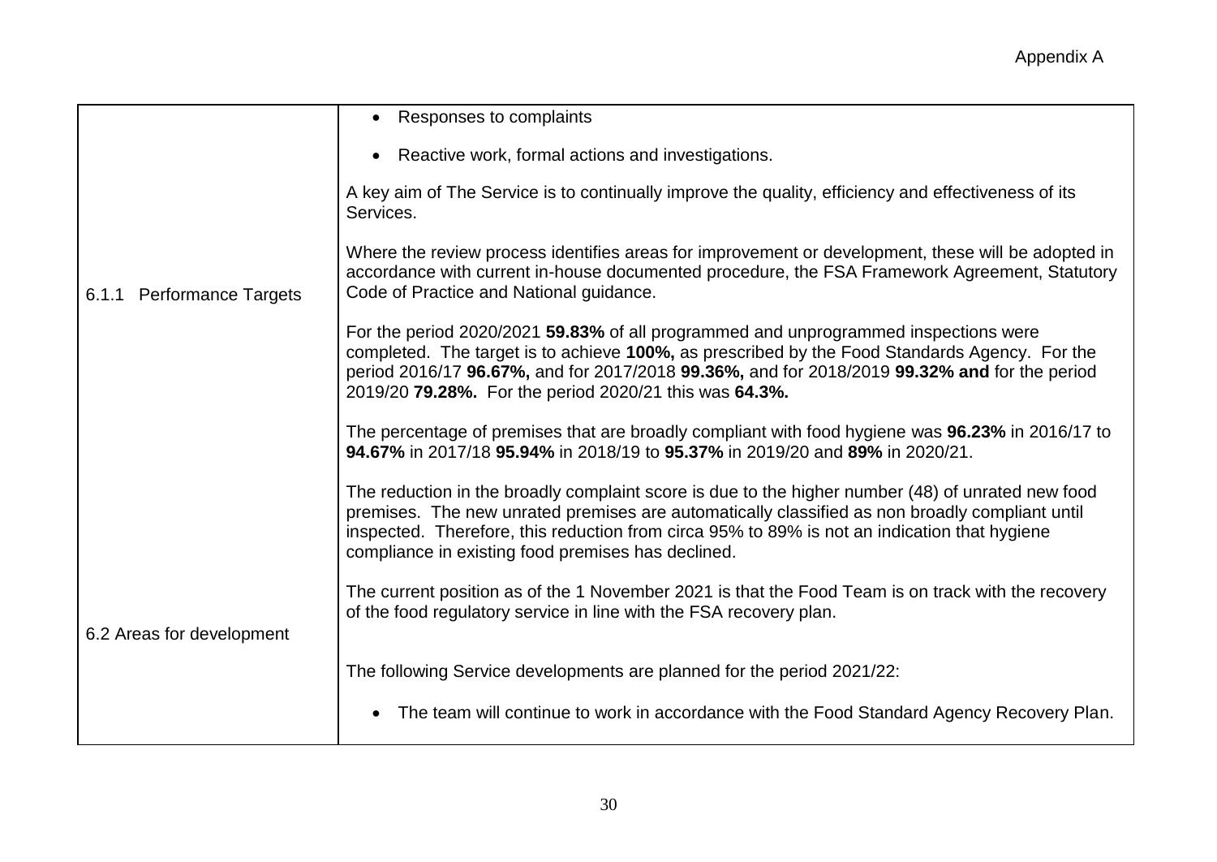| | |
|---|---|
| 6.1.1 Performance Targets | • Responses to complaints<br>• Reactive work, formal actions and investigations.<br><br>A key aim of The Service is to continually improve the quality, efficiency and effectiveness of its Services.<br><br>Where the review process identifies areas for improvement or development, these will be adopted in accordance with current in-house documented procedure, the FSA Framework Agreement, Statutory Code of Practice and National guidance.<br><br>For the period 2020/2021 **59.83%** of all programmed and unprogrammed inspections were completed. The target is to achieve **100%,** as prescribed by the Food Standards Agency. For the period 2016/17 **96.67%,** and for 2017/2018 **99.36%,** and for 2018/2019 **99.32% and** for the period 2019/20 **79.28%.** For the period 2020/21 this was **64.3%.**<br><br>The percentage of premises that are broadly compliant with food hygiene was **96.23%** in 2016/17 to **94.67%** in 2017/18 **95.94%** in 2018/19 to **95.37%** in 2019/20 and **89%** in 2020/21.<br><br>The reduction in the broadly complaint score is due to the higher number (48) of unrated new food premises. The new unrated premises are automatically classified as non broadly compliant until inspected. Therefore, this reduction from circa 95% to 89% is not an indication that hygiene compliance in existing food premises has declined.<br><br>The current position as of the 1 November 2021 is that the Food Team is on track with the recovery of the food regulatory service in line with the FSA recovery plan. |
| 6.2 Areas for development | The following Service developments are planned for the period 2021/22:<br><br>• The team will continue to work in accordance with the Food Standard Agency Recovery Plan. |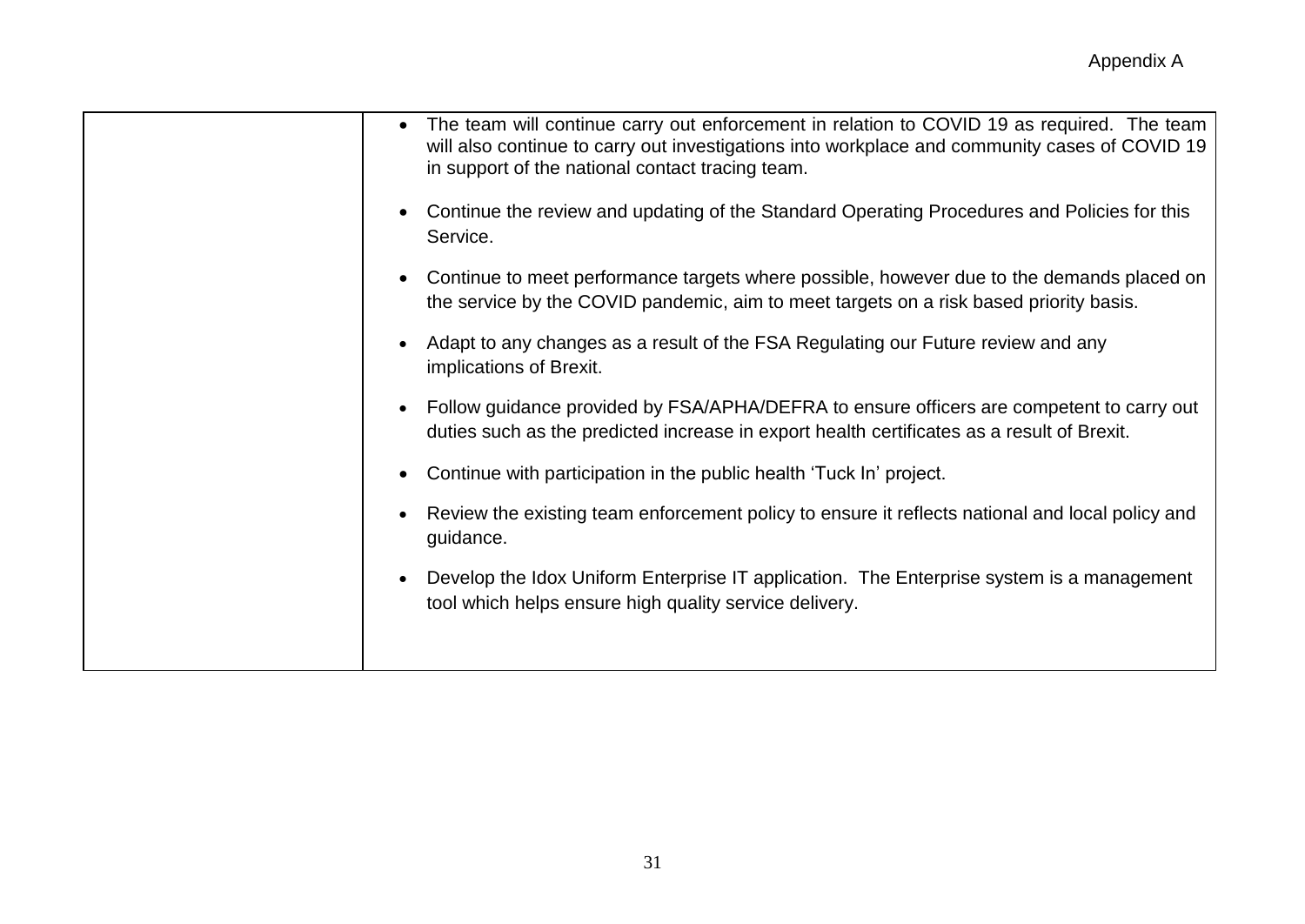| | |
|---|---|
| | • The team will continue carry out enforcement in relation to COVID 19 as required. The team will also continue to carry out investigations into workplace and community cases of COVID 19 in support of the national contact tracing team.<br><br>• Continue the review and updating of the Standard Operating Procedures and Policies for this Service.<br><br>• Continue to meet performance targets where possible, however due to the demands placed on the service by the COVID pandemic, aim to meet targets on a risk based priority basis.<br><br>• Adapt to any changes as a result of the FSA Regulating our Future review and any implications of Brexit.<br><br>• Follow guidance provided by FSA/APHA/DEFRA to ensure officers are competent to carry out duties such as the predicted increase in export health certificates as a result of Brexit.<br><br>• Continue with participation in the public health 'Tuck In' project.<br><br>• Review the existing team enforcement policy to ensure it reflects national and local policy and guidance.<br><br>• Develop the Idox Uniform Enterprise IT application. The Enterprise system is a management tool which helps ensure high quality service delivery. |